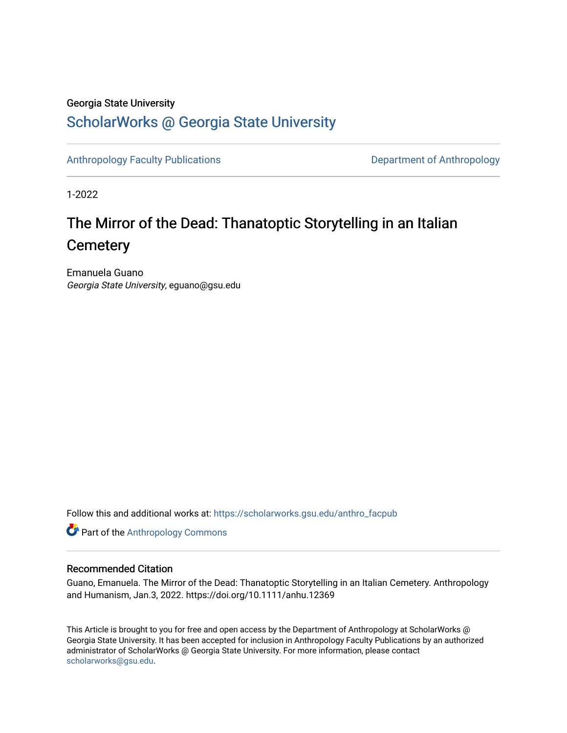Georgia State University

# ScholarWorks @ Georgia State University

Anthropology Faculty Publications | Department of Anthropology

1-2022

# The Mirror of the Dead: Thanatoptic Storytelling in an Italian Cemetery

Emanuela Guano
*Georgia State University*, eguano@gsu.edu

Follow this and additional works at: https://scholarworks.gsu.edu/anthro_facpub

Part of the Anthropology Commons

## Recommended Citation

Guano, Emanuela. The Mirror of the Dead: Thanatoptic Storytelling in an Italian Cemetery. Anthropology and Humanism, Jan.3, 2022. https://doi.org/10.1111/anhu.12369

This Article is brought to you for free and open access by the Department of Anthropology at ScholarWorks @ Georgia State University. It has been accepted for inclusion in Anthropology Faculty Publications by an authorized administrator of ScholarWorks @ Georgia State University. For more information, please contact scholarworks@gsu.edu.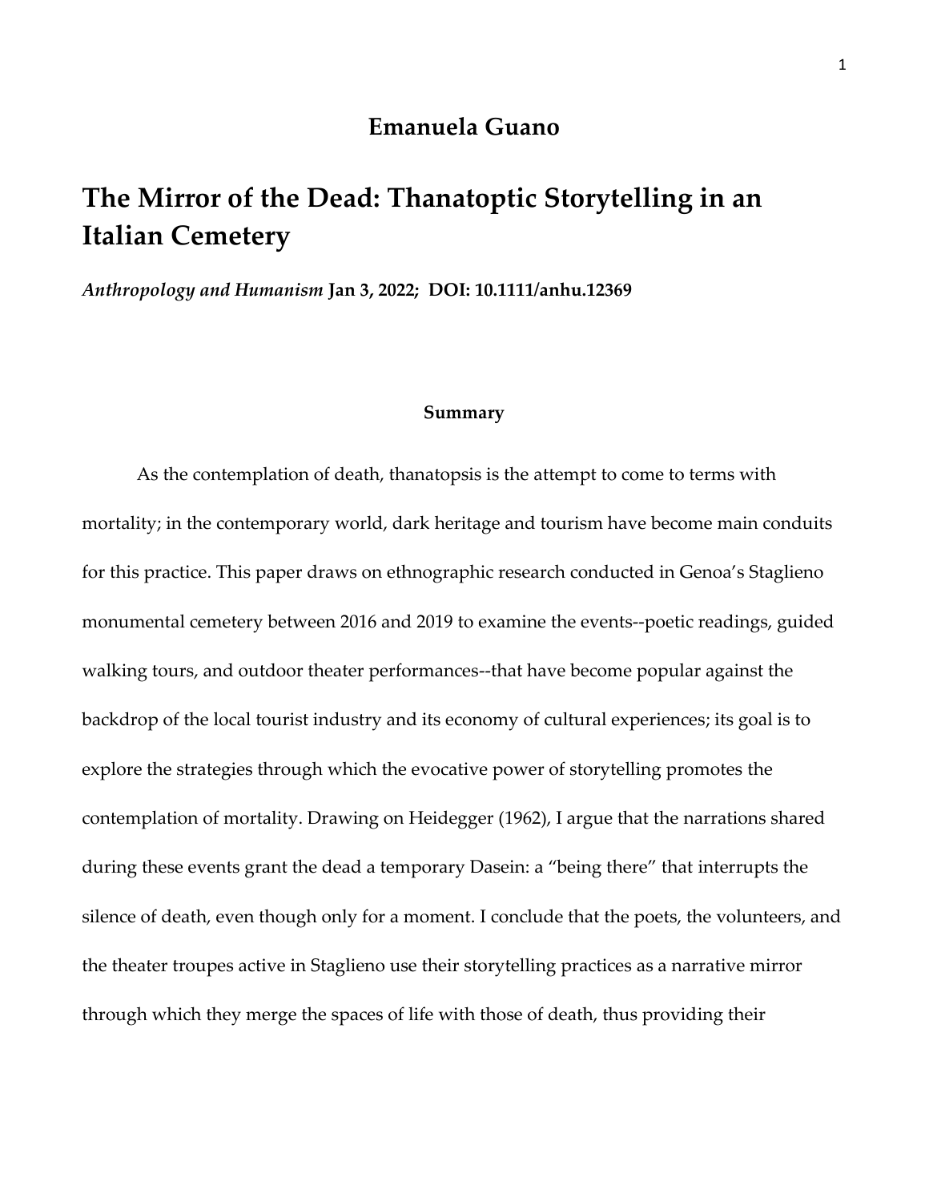**Emanuela Guano**

# The Mirror of the Dead: Thanatoptic Storytelling in an Italian Cemetery

***Anthropology and Humanism*** **Jan 3, 2022; DOI: 10.1111/anhu.12369**

### Summary

As the contemplation of death, thanatopsis is the attempt to come to terms with mortality; in the contemporary world, dark heritage and tourism have become main conduits for this practice. This paper draws on ethnographic research conducted in Genoa's Staglieno monumental cemetery between 2016 and 2019 to examine the events--poetic readings, guided walking tours, and outdoor theater performances--that have become popular against the backdrop of the local tourist industry and its economy of cultural experiences; its goal is to explore the strategies through which the evocative power of storytelling promotes the contemplation of mortality. Drawing on Heidegger (1962), I argue that the narrations shared during these events grant the dead a temporary Dasein: a "being there" that interrupts the silence of death, even though only for a moment. I conclude that the poets, the volunteers, and the theater troupes active in Staglieno use their storytelling practices as a narrative mirror through which they merge the spaces of life with those of death, thus providing their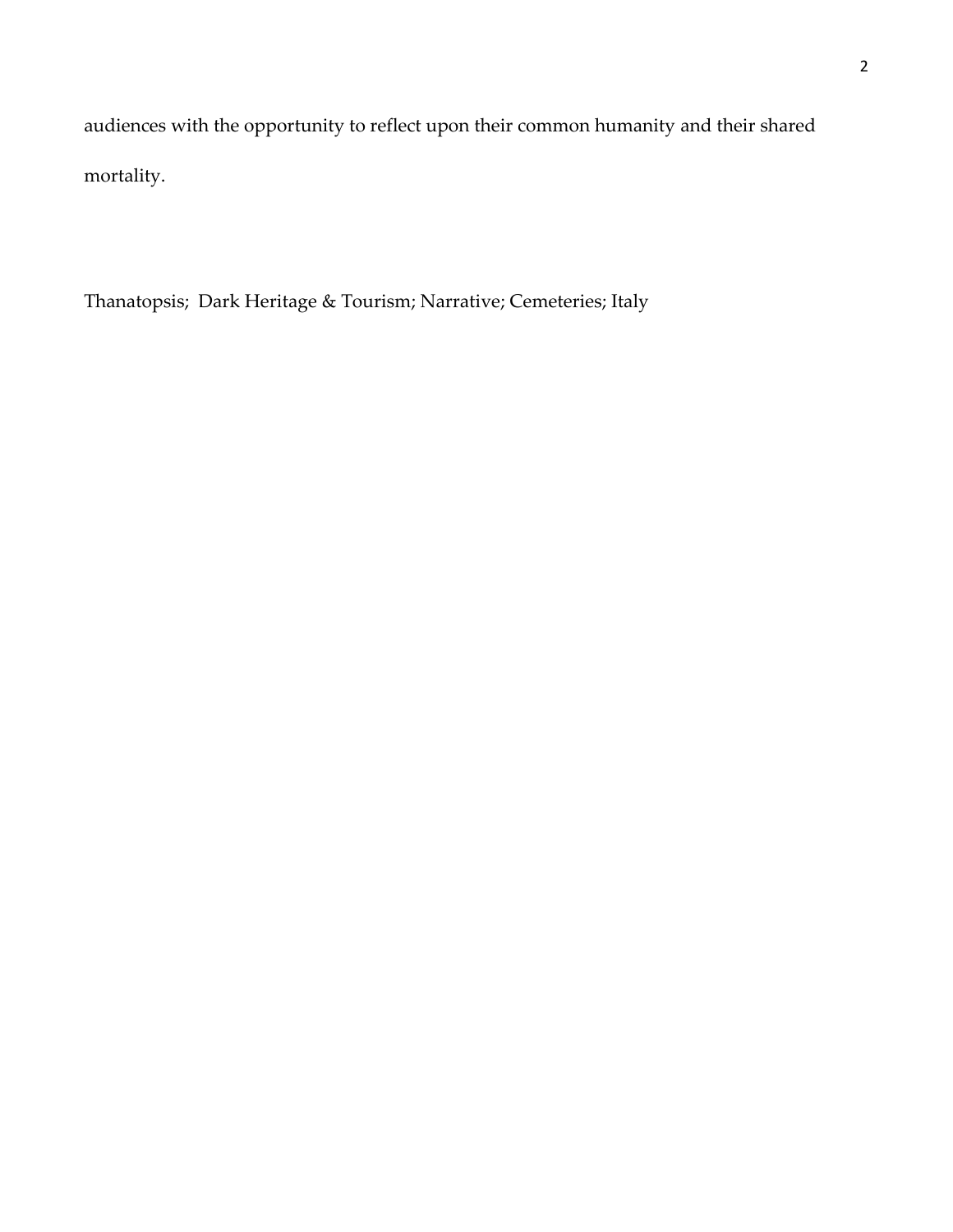audiences with the opportunity to reflect upon their common humanity and their shared mortality.

Thanatopsis;  Dark Heritage & Tourism; Narrative; Cemeteries; Italy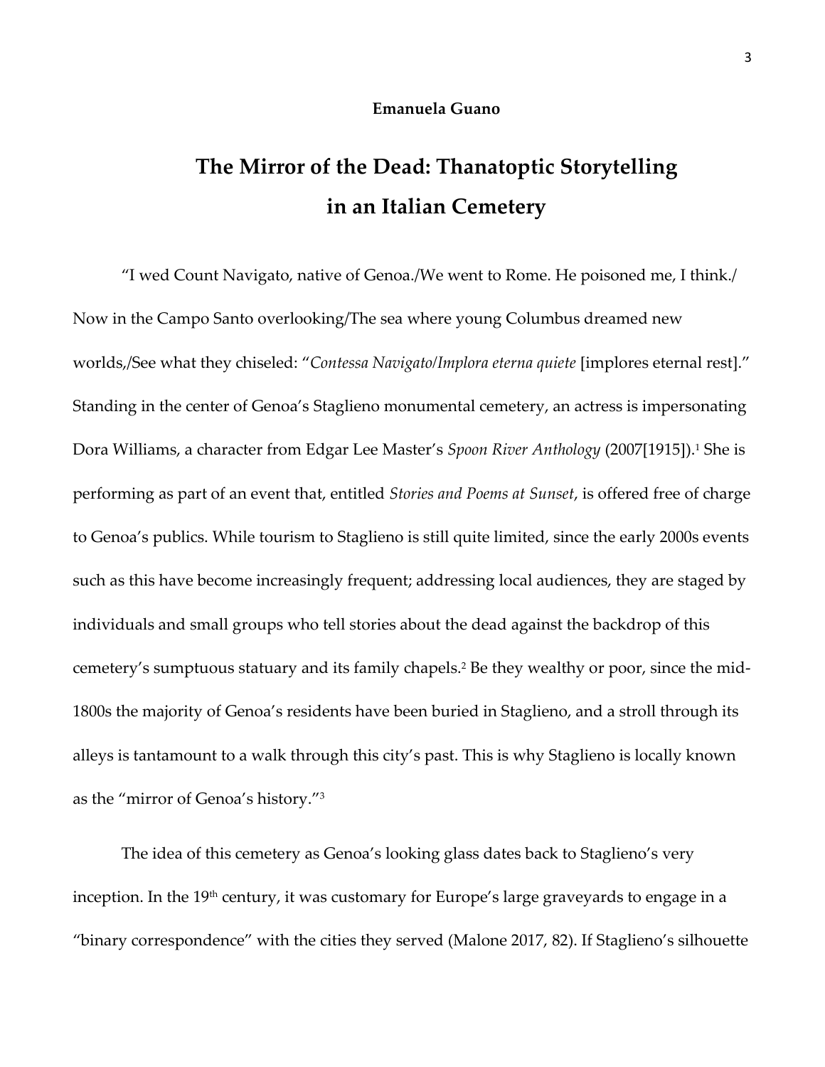**Emanuela Guano**

# The Mirror of the Dead: Thanatoptic Storytelling in an Italian Cemetery

"I wed Count Navigato, native of Genoa./We went to Rome. He poisoned me, I think./ Now in the Campo Santo overlooking/The sea where young Columbus dreamed new worlds,/See what they chiseled: "*Contessa Navigato/Implora eterna quiete* [implores eternal rest]." Standing in the center of Genoa's Staglieno monumental cemetery, an actress is impersonating Dora Williams, a character from Edgar Lee Master's *Spoon River Anthology* (2007[1915]).[1] She is performing as part of an event that, entitled *Stories and Poems at Sunset*, is offered free of charge to Genoa's publics. While tourism to Staglieno is still quite limited, since the early 2000s events such as this have become increasingly frequent; addressing local audiences, they are staged by individuals and small groups who tell stories about the dead against the backdrop of this cemetery's sumptuous statuary and its family chapels.[2] Be they wealthy or poor, since the mid-1800s the majority of Genoa's residents have been buried in Staglieno, and a stroll through its alleys is tantamount to a walk through this city's past. This is why Staglieno is locally known as the "mirror of Genoa's history."[3]

The idea of this cemetery as Genoa's looking glass dates back to Staglieno's very inception. In the 19th century, it was customary for Europe's large graveyards to engage in a "binary correspondence" with the cities they served (Malone 2017, 82). If Staglieno's silhouette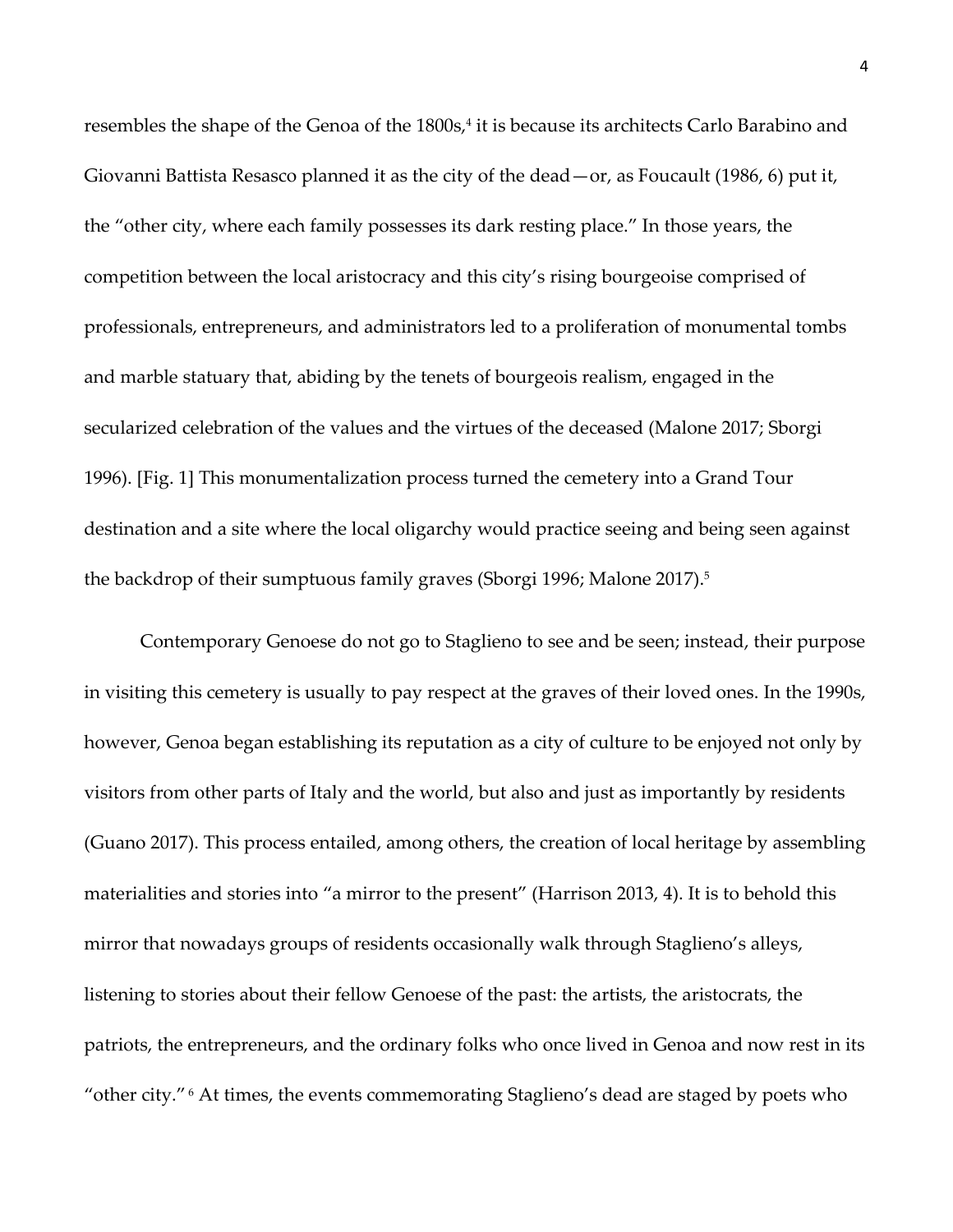resembles the shape of the Genoa of the 1800s,[4] it is because its architects Carlo Barabino and Giovanni Battista Resasco planned it as the city of the dead—or, as Foucault (1986, 6) put it, the "other city, where each family possesses its dark resting place." In those years, the competition between the local aristocracy and this city's rising bourgeoise comprised of professionals, entrepreneurs, and administrators led to a proliferation of monumental tombs and marble statuary that, abiding by the tenets of bourgeois realism, engaged in the secularized celebration of the values and the virtues of the deceased (Malone 2017; Sborgi 1996). [Fig. 1] This monumentalization process turned the cemetery into a Grand Tour destination and a site where the local oligarchy would practice seeing and being seen against the backdrop of their sumptuous family graves (Sborgi 1996; Malone 2017).[5]

Contemporary Genoese do not go to Staglieno to see and be seen; instead, their purpose in visiting this cemetery is usually to pay respect at the graves of their loved ones. In the 1990s, however, Genoa began establishing its reputation as a city of culture to be enjoyed not only by visitors from other parts of Italy and the world, but also and just as importantly by residents (Guano 2017). This process entailed, among others, the creation of local heritage by assembling materialities and stories into "a mirror to the present" (Harrison 2013, 4). It is to behold this mirror that nowadays groups of residents occasionally walk through Staglieno's alleys, listening to stories about their fellow Genoese of the past: the artists, the aristocrats, the patriots, the entrepreneurs, and the ordinary folks who once lived in Genoa and now rest in its "other city."[6] At times, the events commemorating Staglieno's dead are staged by poets who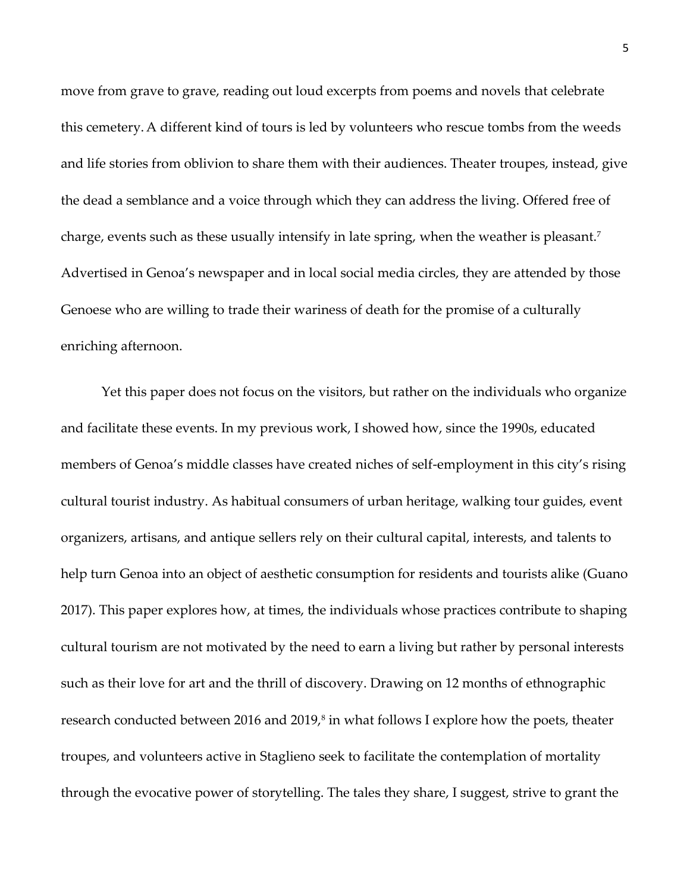move from grave to grave, reading out loud excerpts from poems and novels that celebrate this cemetery. A different kind of tours is led by volunteers who rescue tombs from the weeds and life stories from oblivion to share them with their audiences. Theater troupes, instead, give the dead a semblance and a voice through which they can address the living. Offered free of charge, events such as these usually intensify in late spring, when the weather is pleasant.[7] Advertised in Genoa's newspaper and in local social media circles, they are attended by those Genoese who are willing to trade their wariness of death for the promise of a culturally enriching afternoon.

Yet this paper does not focus on the visitors, but rather on the individuals who organize and facilitate these events. In my previous work, I showed how, since the 1990s, educated members of Genoa's middle classes have created niches of self-employment in this city's rising cultural tourist industry. As habitual consumers of urban heritage, walking tour guides, event organizers, artisans, and antique sellers rely on their cultural capital, interests, and talents to help turn Genoa into an object of aesthetic consumption for residents and tourists alike (Guano 2017). This paper explores how, at times, the individuals whose practices contribute to shaping cultural tourism are not motivated by the need to earn a living but rather by personal interests such as their love for art and the thrill of discovery. Drawing on 12 months of ethnographic research conducted between 2016 and 2019,[8] in what follows I explore how the poets, theater troupes, and volunteers active in Staglieno seek to facilitate the contemplation of mortality through the evocative power of storytelling. The tales they share, I suggest, strive to grant the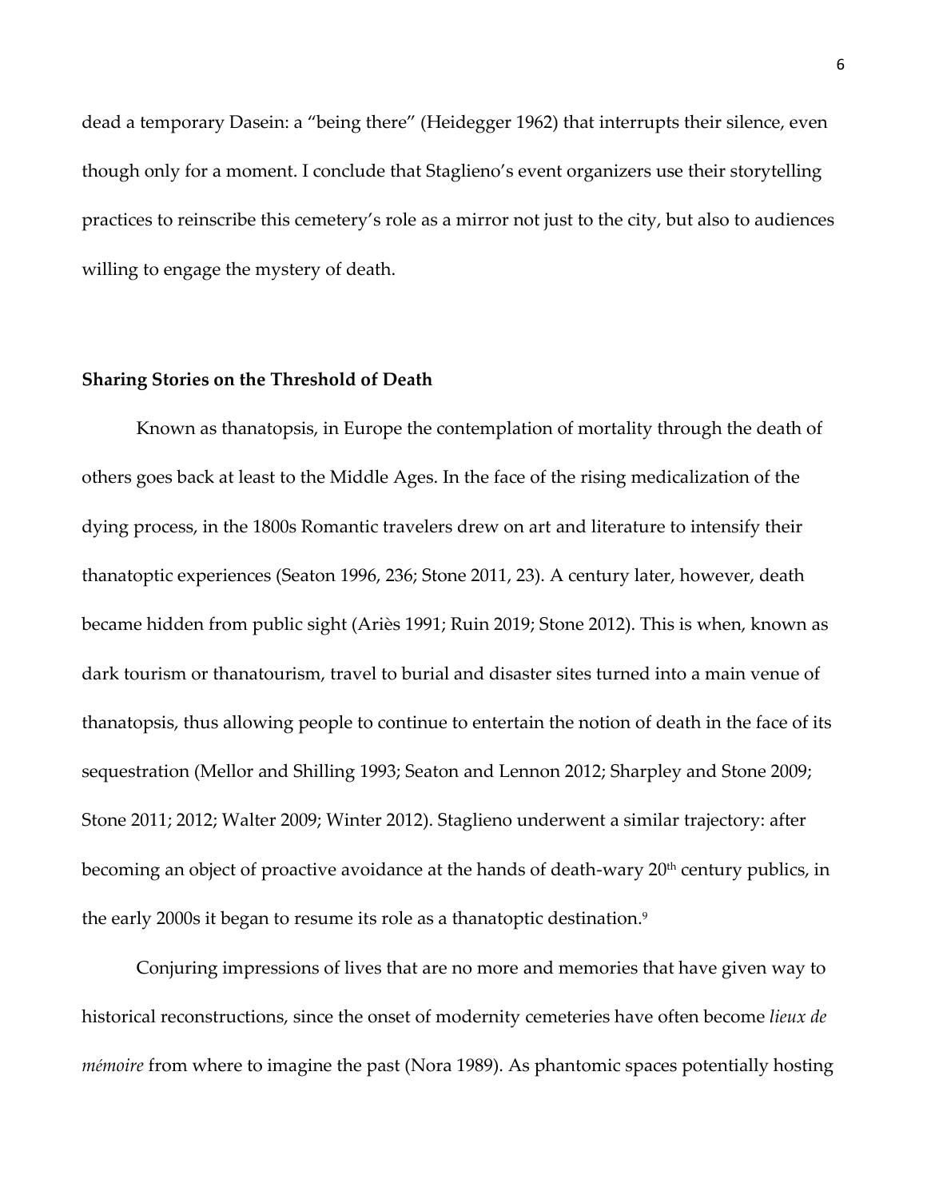dead a temporary Dasein: a "being there" (Heidegger 1962) that interrupts their silence, even though only for a moment. I conclude that Staglieno's event organizers use their storytelling practices to reinscribe this cemetery's role as a mirror not just to the city, but also to audiences willing to engage the mystery of death.

## Sharing Stories on the Threshold of Death

Known as thanatopsis, in Europe the contemplation of mortality through the death of others goes back at least to the Middle Ages. In the face of the rising medicalization of the dying process, in the 1800s Romantic travelers drew on art and literature to intensify their thanatoptic experiences (Seaton 1996, 236; Stone 2011, 23). A century later, however, death became hidden from public sight (Ariès 1991; Ruin 2019; Stone 2012). This is when, known as dark tourism or thanatourism, travel to burial and disaster sites turned into a main venue of thanatopsis, thus allowing people to continue to entertain the notion of death in the face of its sequestration (Mellor and Shilling 1993; Seaton and Lennon 2012; Sharpley and Stone 2009; Stone 2011; 2012; Walter 2009; Winter 2012). Staglieno underwent a similar trajectory: after becoming an object of proactive avoidance at the hands of death-wary 20th century publics, in the early 2000s it began to resume its role as a thanatoptic destination.[9]

Conjuring impressions of lives that are no more and memories that have given way to historical reconstructions, since the onset of modernity cemeteries have often become *lieux de mémoire* from where to imagine the past (Nora 1989). As phantomic spaces potentially hosting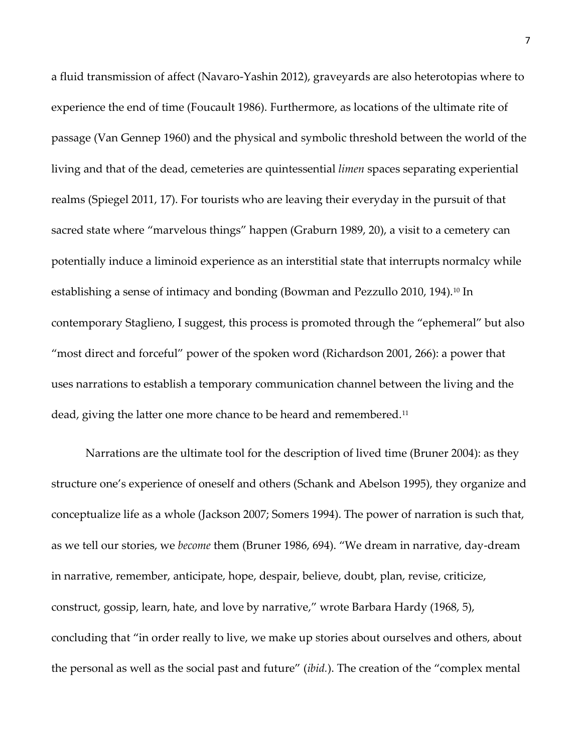a fluid transmission of affect (Navaro-Yashin 2012), graveyards are also heterotopias where to experience the end of time (Foucault 1986). Furthermore, as locations of the ultimate rite of passage (Van Gennep 1960) and the physical and symbolic threshold between the world of the living and that of the dead, cemeteries are quintessential *limen* spaces separating experiential realms (Spiegel 2011, 17). For tourists who are leaving their everyday in the pursuit of that sacred state where "marvelous things" happen (Graburn 1989, 20), a visit to a cemetery can potentially induce a liminoid experience as an interstitial state that interrupts normalcy while establishing a sense of intimacy and bonding (Bowman and Pezzullo 2010, 194).[10] In contemporary Staglieno, I suggest, this process is promoted through the "ephemeral" but also "most direct and forceful" power of the spoken word (Richardson 2001, 266): a power that uses narrations to establish a temporary communication channel between the living and the dead, giving the latter one more chance to be heard and remembered.[11]

Narrations are the ultimate tool for the description of lived time (Bruner 2004): as they structure one's experience of oneself and others (Schank and Abelson 1995), they organize and conceptualize life as a whole (Jackson 2007; Somers 1994). The power of narration is such that, as we tell our stories, we *become* them (Bruner 1986, 694). "We dream in narrative, day-dream in narrative, remember, anticipate, hope, despair, believe, doubt, plan, revise, criticize, construct, gossip, learn, hate, and love by narrative," wrote Barbara Hardy (1968, 5), concluding that "in order really to live, we make up stories about ourselves and others, about the personal as well as the social past and future" (*ibid.*). The creation of the "complex mental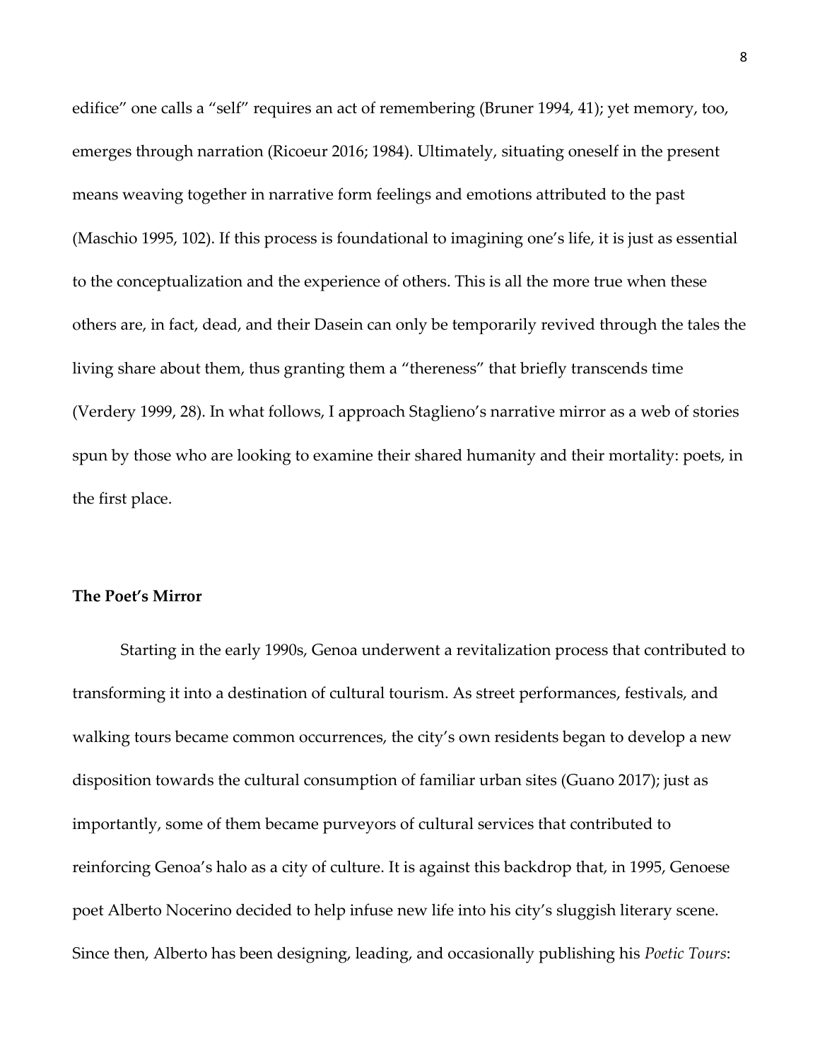edifice" one calls a "self" requires an act of remembering (Bruner 1994, 41); yet memory, too, emerges through narration (Ricoeur 2016; 1984). Ultimately, situating oneself in the present means weaving together in narrative form feelings and emotions attributed to the past (Maschio 1995, 102). If this process is foundational to imagining one's life, it is just as essential to the conceptualization and the experience of others. This is all the more true when these others are, in fact, dead, and their Dasein can only be temporarily revived through the tales the living share about them, thus granting them a "thereness" that briefly transcends time (Verdery 1999, 28). In what follows, I approach Staglieno's narrative mirror as a web of stories spun by those who are looking to examine their shared humanity and their mortality: poets, in the first place.

## The Poet's Mirror

Starting in the early 1990s, Genoa underwent a revitalization process that contributed to transforming it into a destination of cultural tourism. As street performances, festivals, and walking tours became common occurrences, the city's own residents began to develop a new disposition towards the cultural consumption of familiar urban sites (Guano 2017); just as importantly, some of them became purveyors of cultural services that contributed to reinforcing Genoa's halo as a city of culture. It is against this backdrop that, in 1995, Genoese poet Alberto Nocerino decided to help infuse new life into his city's sluggish literary scene. Since then, Alberto has been designing, leading, and occasionally publishing his *Poetic Tours*: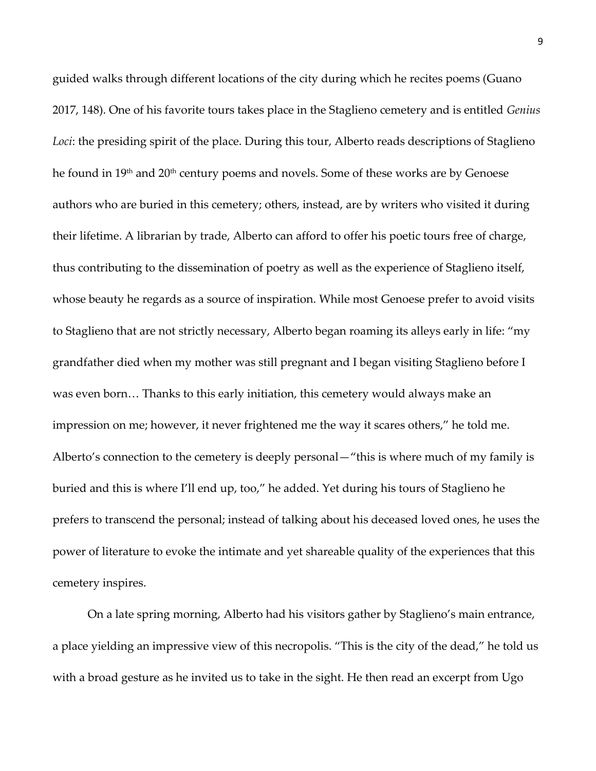guided walks through different locations of the city during which he recites poems (Guano 2017, 148). One of his favorite tours takes place in the Staglieno cemetery and is entitled *Genius Loci*: the presiding spirit of the place. During this tour, Alberto reads descriptions of Staglieno he found in 19th and 20th century poems and novels. Some of these works are by Genoese authors who are buried in this cemetery; others, instead, are by writers who visited it during their lifetime. A librarian by trade, Alberto can afford to offer his poetic tours free of charge, thus contributing to the dissemination of poetry as well as the experience of Staglieno itself, whose beauty he regards as a source of inspiration. While most Genoese prefer to avoid visits to Staglieno that are not strictly necessary, Alberto began roaming its alleys early in life: "my grandfather died when my mother was still pregnant and I began visiting Staglieno before I was even born… Thanks to this early initiation, this cemetery would always make an impression on me; however, it never frightened me the way it scares others," he told me. Alberto's connection to the cemetery is deeply personal—"this is where much of my family is buried and this is where I'll end up, too," he added. Yet during his tours of Staglieno he prefers to transcend the personal; instead of talking about his deceased loved ones, he uses the power of literature to evoke the intimate and yet shareable quality of the experiences that this cemetery inspires.

On a late spring morning, Alberto had his visitors gather by Staglieno's main entrance, a place yielding an impressive view of this necropolis. "This is the city of the dead," he told us with a broad gesture as he invited us to take in the sight. He then read an excerpt from Ugo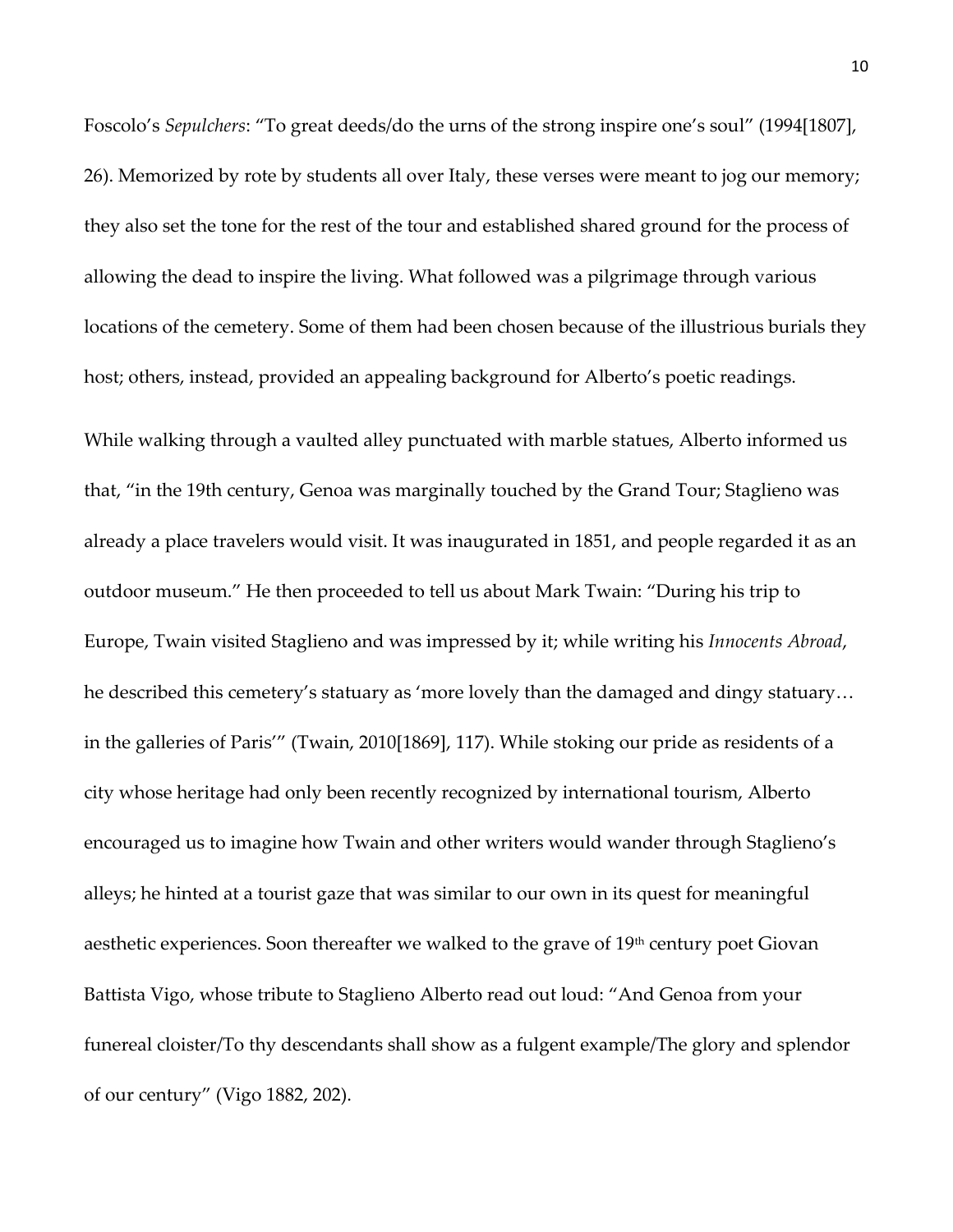Foscolo's *Sepulchers*: "To great deeds/do the urns of the strong inspire one's soul" (1994[1807], 26). Memorized by rote by students all over Italy, these verses were meant to jog our memory; they also set the tone for the rest of the tour and established shared ground for the process of allowing the dead to inspire the living. What followed was a pilgrimage through various locations of the cemetery. Some of them had been chosen because of the illustrious burials they host; others, instead, provided an appealing background for Alberto's poetic readings.

While walking through a vaulted alley punctuated with marble statues, Alberto informed us that, "in the 19th century, Genoa was marginally touched by the Grand Tour; Staglieno was already a place travelers would visit. It was inaugurated in 1851, and people regarded it as an outdoor museum." He then proceeded to tell us about Mark Twain: "During his trip to Europe, Twain visited Staglieno and was impressed by it; while writing his *Innocents Abroad*, he described this cemetery's statuary as 'more lovely than the damaged and dingy statuary… in the galleries of Paris'" (Twain, 2010[1869], 117). While stoking our pride as residents of a city whose heritage had only been recently recognized by international tourism, Alberto encouraged us to imagine how Twain and other writers would wander through Staglieno's alleys; he hinted at a tourist gaze that was similar to our own in its quest for meaningful aesthetic experiences. Soon thereafter we walked to the grave of 19th century poet Giovan Battista Vigo, whose tribute to Staglieno Alberto read out loud: "And Genoa from your funereal cloister/To thy descendants shall show as a fulgent example/The glory and splendor of our century" (Vigo 1882, 202).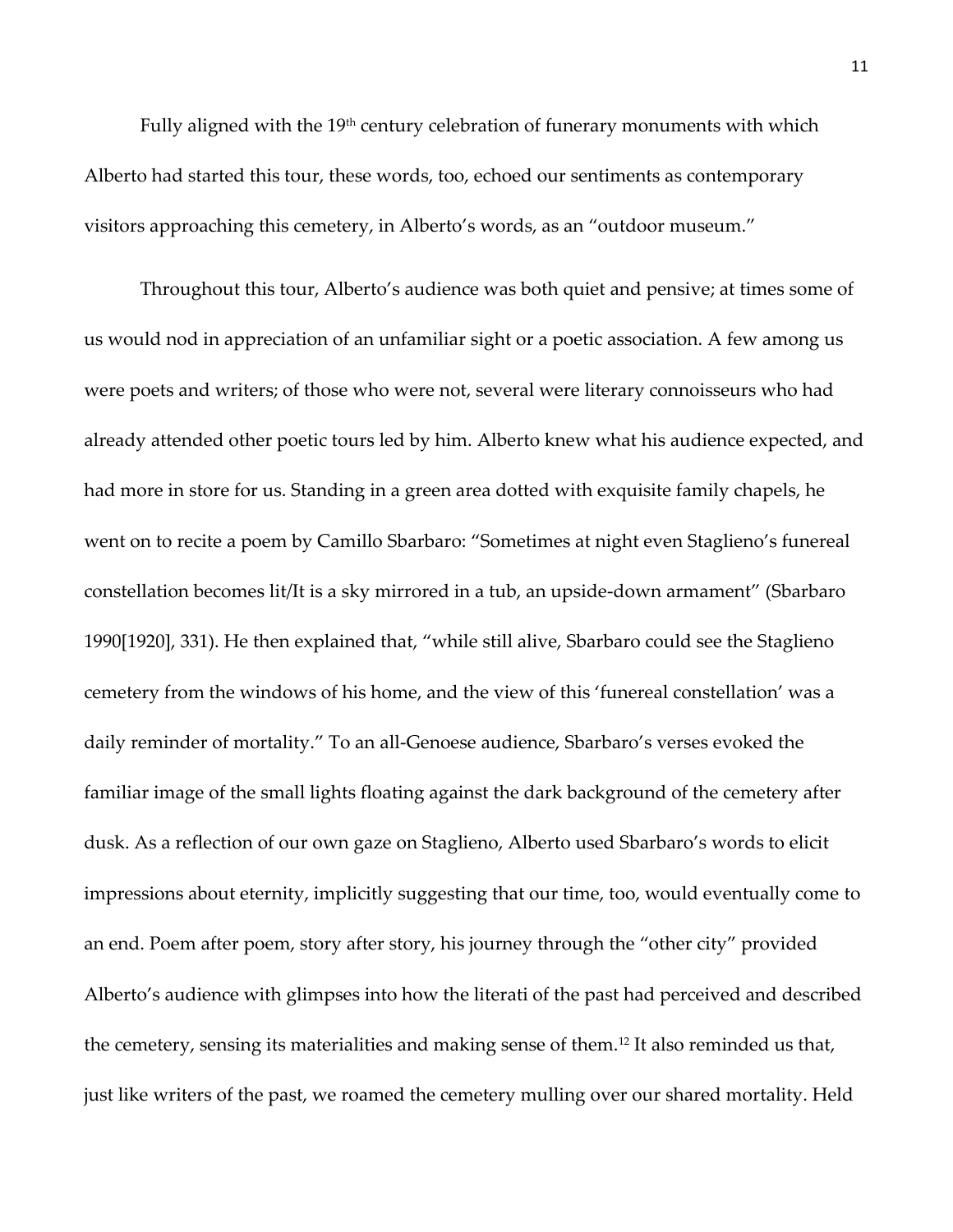Fully aligned with the 19th century celebration of funerary monuments with which Alberto had started this tour, these words, too, echoed our sentiments as contemporary visitors approaching this cemetery, in Alberto's words, as an "outdoor museum."

Throughout this tour, Alberto's audience was both quiet and pensive; at times some of us would nod in appreciation of an unfamiliar sight or a poetic association. A few among us were poets and writers; of those who were not, several were literary connoisseurs who had already attended other poetic tours led by him. Alberto knew what his audience expected, and had more in store for us. Standing in a green area dotted with exquisite family chapels, he went on to recite a poem by Camillo Sbarbaro: "Sometimes at night even Staglieno's funereal constellation becomes lit/It is a sky mirrored in a tub, an upside-down armament" (Sbarbaro 1990[1920], 331). He then explained that, "while still alive, Sbarbaro could see the Staglieno cemetery from the windows of his home, and the view of this 'funereal constellation' was a daily reminder of mortality." To an all-Genoese audience, Sbarbaro's verses evoked the familiar image of the small lights floating against the dark background of the cemetery after dusk. As a reflection of our own gaze on Staglieno, Alberto used Sbarbaro's words to elicit impressions about eternity, implicitly suggesting that our time, too, would eventually come to an end. Poem after poem, story after story, his journey through the "other city" provided Alberto's audience with glimpses into how the literati of the past had perceived and described the cemetery, sensing its materialities and making sense of them.[12] It also reminded us that, just like writers of the past, we roamed the cemetery mulling over our shared mortality. Held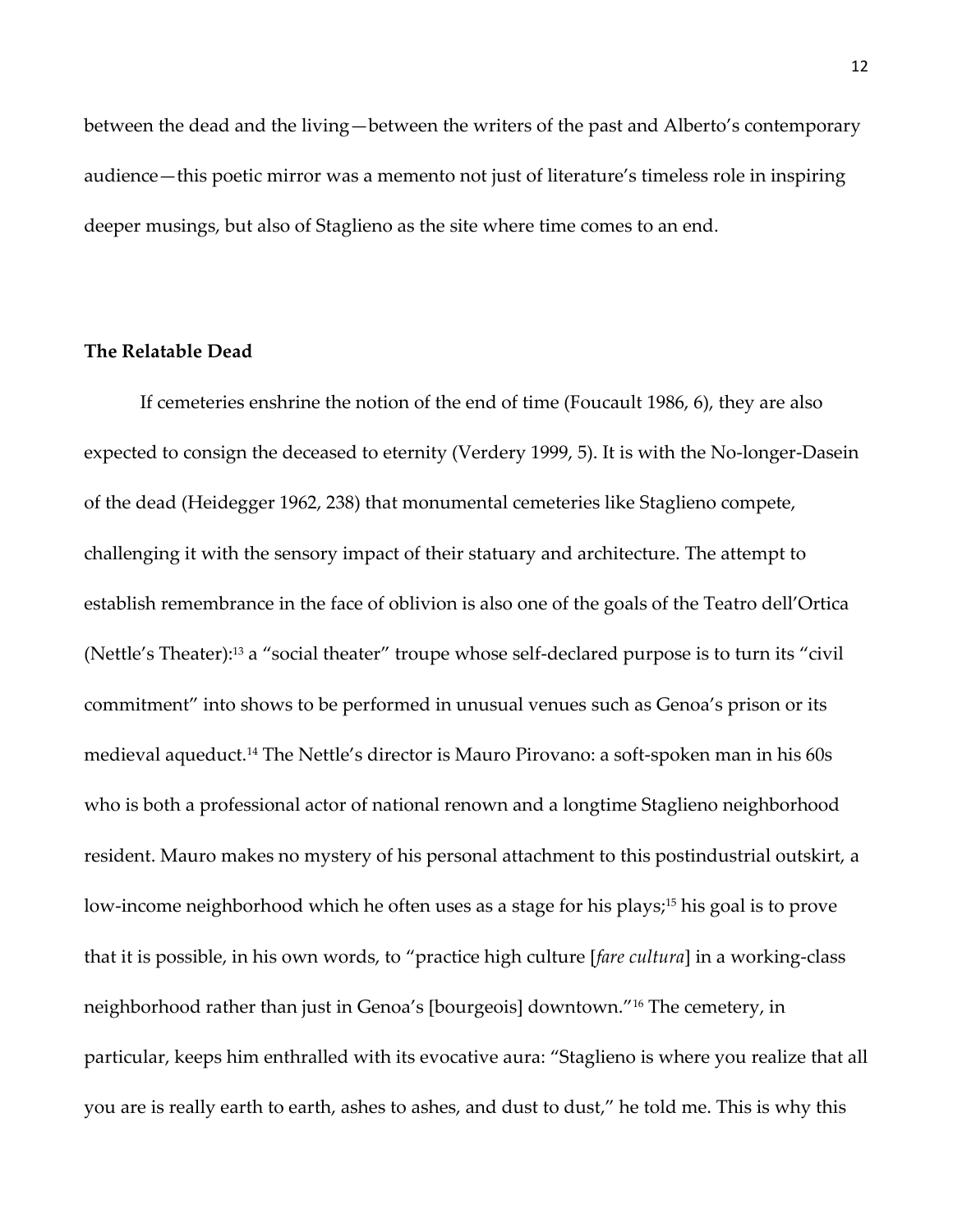between the dead and the living—between the writers of the past and Alberto's contemporary audience—this poetic mirror was a memento not just of literature's timeless role in inspiring deeper musings, but also of Staglieno as the site where time comes to an end.

## The Relatable Dead

If cemeteries enshrine the notion of the end of time (Foucault 1986, 6), they are also expected to consign the deceased to eternity (Verdery 1999, 5). It is with the No-longer-Dasein of the dead (Heidegger 1962, 238) that monumental cemeteries like Staglieno compete, challenging it with the sensory impact of their statuary and architecture. The attempt to establish remembrance in the face of oblivion is also one of the goals of the Teatro dell'Ortica (Nettle's Theater):[13] a "social theater" troupe whose self-declared purpose is to turn its "civil commitment" into shows to be performed in unusual venues such as Genoa's prison or its medieval aqueduct.[14] The Nettle's director is Mauro Pirovano: a soft-spoken man in his 60s who is both a professional actor of national renown and a longtime Staglieno neighborhood resident. Mauro makes no mystery of his personal attachment to this postindustrial outskirt, a low-income neighborhood which he often uses as a stage for his plays;[15] his goal is to prove that it is possible, in his own words, to "practice high culture [*fare cultura*] in a working-class neighborhood rather than just in Genoa's [bourgeois] downtown."[16] The cemetery, in particular, keeps him enthralled with its evocative aura: "Staglieno is where you realize that all you are is really earth to earth, ashes to ashes, and dust to dust," he told me. This is why this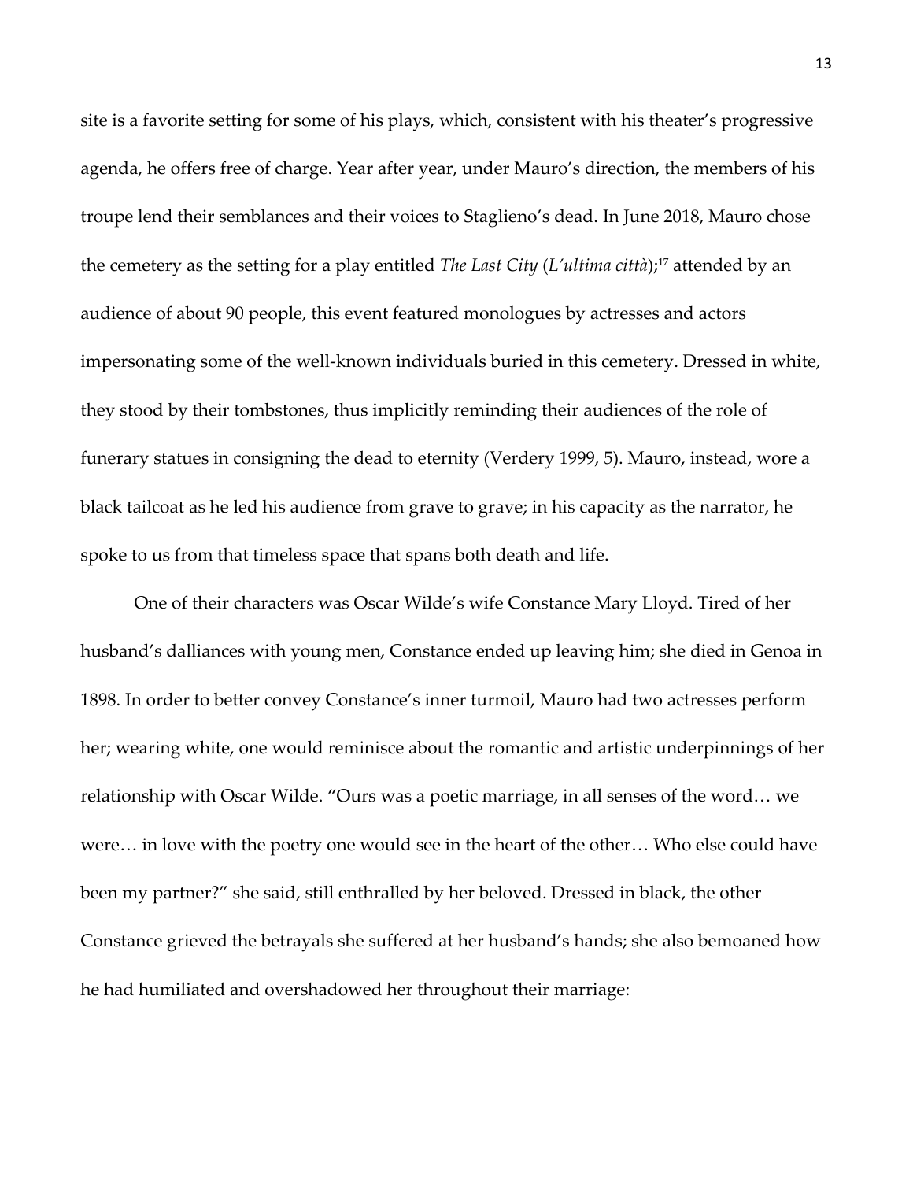site is a favorite setting for some of his plays, which, consistent with his theater's progressive agenda, he offers free of charge. Year after year, under Mauro's direction, the members of his troupe lend their semblances and their voices to Staglieno's dead. In June 2018, Mauro chose the cemetery as the setting for a play entitled *The Last City* (*L'ultima città*);[17] attended by an audience of about 90 people, this event featured monologues by actresses and actors impersonating some of the well-known individuals buried in this cemetery. Dressed in white, they stood by their tombstones, thus implicitly reminding their audiences of the role of funerary statues in consigning the dead to eternity (Verdery 1999, 5). Mauro, instead, wore a black tailcoat as he led his audience from grave to grave; in his capacity as the narrator, he spoke to us from that timeless space that spans both death and life.

One of their characters was Oscar Wilde's wife Constance Mary Lloyd. Tired of her husband's dalliances with young men, Constance ended up leaving him; she died in Genoa in 1898. In order to better convey Constance's inner turmoil, Mauro had two actresses perform her; wearing white, one would reminisce about the romantic and artistic underpinnings of her relationship with Oscar Wilde. "Ours was a poetic marriage, in all senses of the word… we were… in love with the poetry one would see in the heart of the other… Who else could have been my partner?" she said, still enthralled by her beloved. Dressed in black, the other Constance grieved the betrayals she suffered at her husband's hands; she also bemoaned how he had humiliated and overshadowed her throughout their marriage: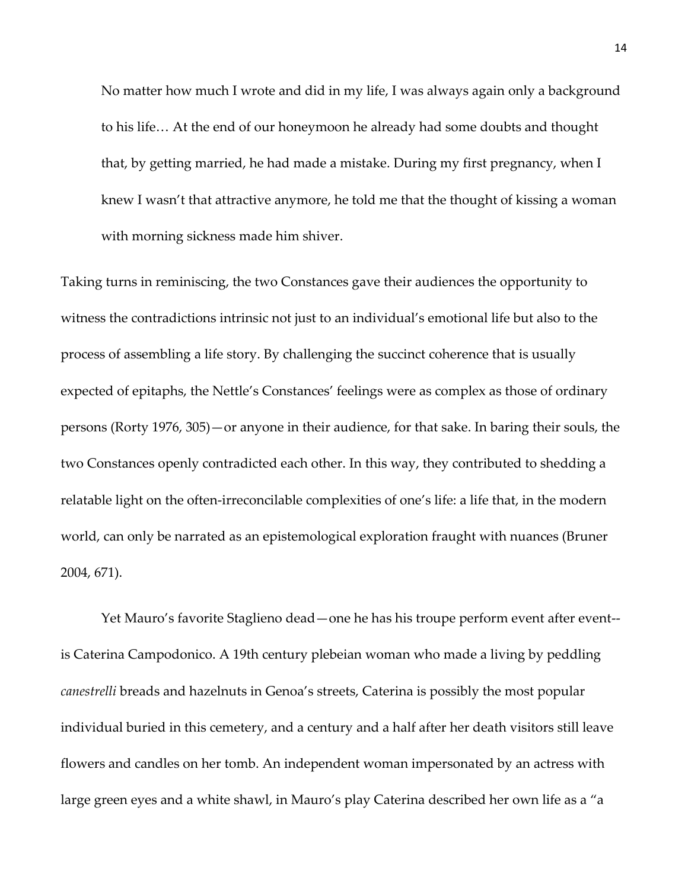> No matter how much I wrote and did in my life, I was always again only a background to his life… At the end of our honeymoon he already had some doubts and thought that, by getting married, he had made a mistake. During my first pregnancy, when I knew I wasn't that attractive anymore, he told me that the thought of kissing a woman with morning sickness made him shiver.

Taking turns in reminiscing, the two Constances gave their audiences the opportunity to witness the contradictions intrinsic not just to an individual's emotional life but also to the process of assembling a life story. By challenging the succinct coherence that is usually expected of epitaphs, the Nettle's Constances' feelings were as complex as those of ordinary persons (Rorty 1976, 305)—or anyone in their audience, for that sake. In baring their souls, the two Constances openly contradicted each other. In this way, they contributed to shedding a relatable light on the often-irreconcilable complexities of one's life: a life that, in the modern world, can only be narrated as an epistemological exploration fraught with nuances (Bruner 2004, 671).

Yet Mauro's favorite Staglieno dead—one he has his troupe perform event after event--is Caterina Campodonico. A 19th century plebeian woman who made a living by peddling *canestrelli* breads and hazelnuts in Genoa's streets, Caterina is possibly the most popular individual buried in this cemetery, and a century and a half after her death visitors still leave flowers and candles on her tomb. An independent woman impersonated by an actress with large green eyes and a white shawl, in Mauro's play Caterina described her own life as a "a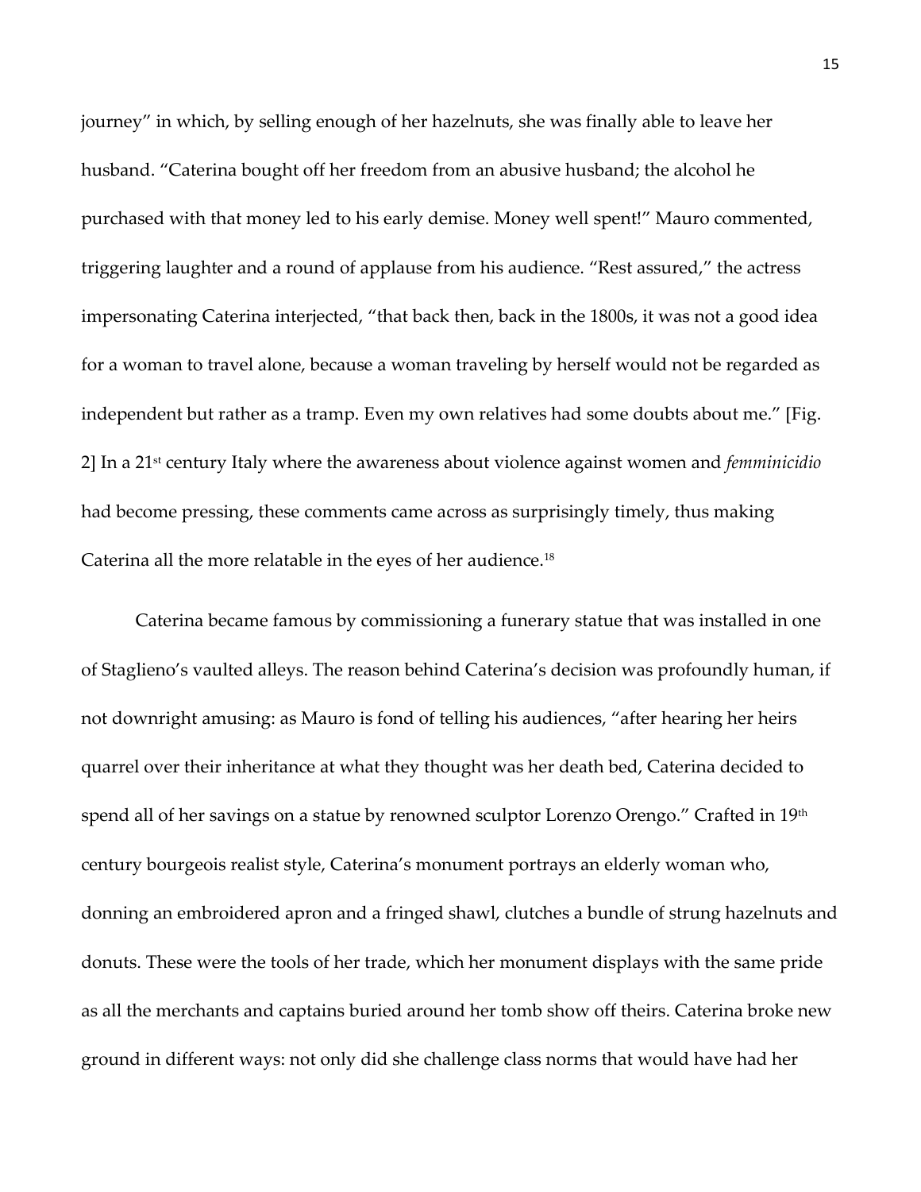journey" in which, by selling enough of her hazelnuts, she was finally able to leave her husband. "Caterina bought off her freedom from an abusive husband; the alcohol he purchased with that money led to his early demise. Money well spent!" Mauro commented, triggering laughter and a round of applause from his audience. "Rest assured," the actress impersonating Caterina interjected, "that back then, back in the 1800s, it was not a good idea for a woman to travel alone, because a woman traveling by herself would not be regarded as independent but rather as a tramp. Even my own relatives had some doubts about me." [Fig. 2] In a 21st century Italy where the awareness about violence against women and *femminicidio* had become pressing, these comments came across as surprisingly timely, thus making Caterina all the more relatable in the eyes of her audience.[18]

Caterina became famous by commissioning a funerary statue that was installed in one of Staglieno's vaulted alleys. The reason behind Caterina's decision was profoundly human, if not downright amusing: as Mauro is fond of telling his audiences, "after hearing her heirs quarrel over their inheritance at what they thought was her death bed, Caterina decided to spend all of her savings on a statue by renowned sculptor Lorenzo Orengo." Crafted in 19th century bourgeois realist style, Caterina's monument portrays an elderly woman who, donning an embroidered apron and a fringed shawl, clutches a bundle of strung hazelnuts and donuts. These were the tools of her trade, which her monument displays with the same pride as all the merchants and captains buried around her tomb show off theirs. Caterina broke new ground in different ways: not only did she challenge class norms that would have had her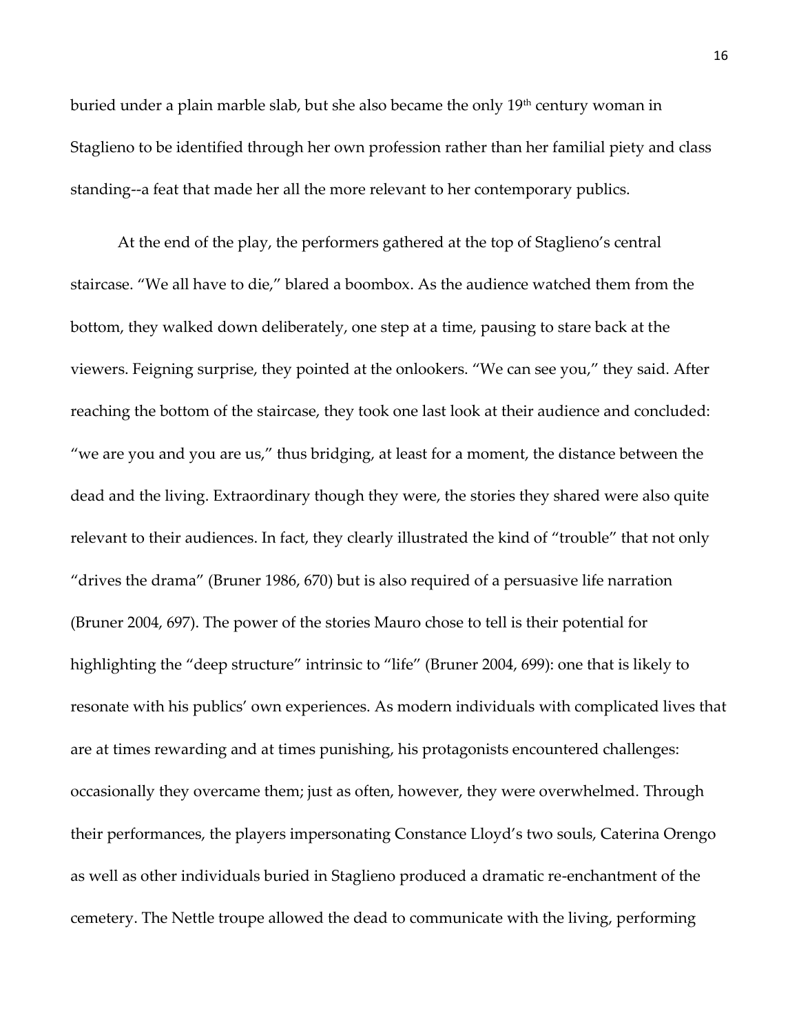buried under a plain marble slab, but she also became the only 19th century woman in Staglieno to be identified through her own profession rather than her familial piety and class standing--a feat that made her all the more relevant to her contemporary publics.

At the end of the play, the performers gathered at the top of Staglieno's central staircase. "We all have to die," blared a boombox. As the audience watched them from the bottom, they walked down deliberately, one step at a time, pausing to stare back at the viewers. Feigning surprise, they pointed at the onlookers. "We can see you," they said. After reaching the bottom of the staircase, they took one last look at their audience and concluded: "we are you and you are us," thus bridging, at least for a moment, the distance between the dead and the living. Extraordinary though they were, the stories they shared were also quite relevant to their audiences. In fact, they clearly illustrated the kind of "trouble" that not only "drives the drama" (Bruner 1986, 670) but is also required of a persuasive life narration (Bruner 2004, 697). The power of the stories Mauro chose to tell is their potential for highlighting the "deep structure" intrinsic to "life" (Bruner 2004, 699): one that is likely to resonate with his publics' own experiences. As modern individuals with complicated lives that are at times rewarding and at times punishing, his protagonists encountered challenges: occasionally they overcame them; just as often, however, they were overwhelmed. Through their performances, the players impersonating Constance Lloyd's two souls, Caterina Orengo as well as other individuals buried in Staglieno produced a dramatic re-enchantment of the cemetery. The Nettle troupe allowed the dead to communicate with the living, performing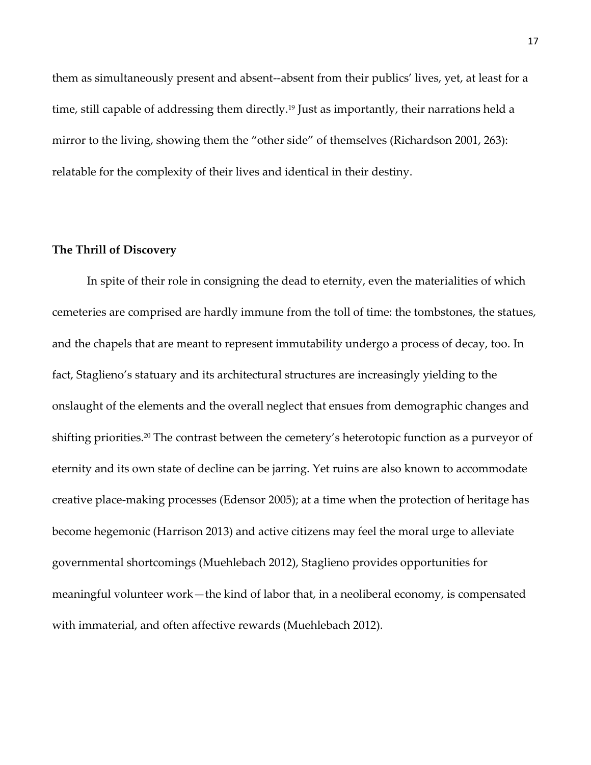them as simultaneously present and absent--absent from their publics' lives, yet, at least for a time, still capable of addressing them directly.[19] Just as importantly, their narrations held a mirror to the living, showing them the "other side" of themselves (Richardson 2001, 263): relatable for the complexity of their lives and identical in their destiny.

## The Thrill of Discovery

In spite of their role in consigning the dead to eternity, even the materialities of which cemeteries are comprised are hardly immune from the toll of time: the tombstones, the statues, and the chapels that are meant to represent immutability undergo a process of decay, too. In fact, Staglieno's statuary and its architectural structures are increasingly yielding to the onslaught of the elements and the overall neglect that ensues from demographic changes and shifting priorities.[20] The contrast between the cemetery's heterotopic function as a purveyor of eternity and its own state of decline can be jarring. Yet ruins are also known to accommodate creative place-making processes (Edensor 2005); at a time when the protection of heritage has become hegemonic (Harrison 2013) and active citizens may feel the moral urge to alleviate governmental shortcomings (Muehlebach 2012), Staglieno provides opportunities for meaningful volunteer work—the kind of labor that, in a neoliberal economy, is compensated with immaterial, and often affective rewards (Muehlebach 2012).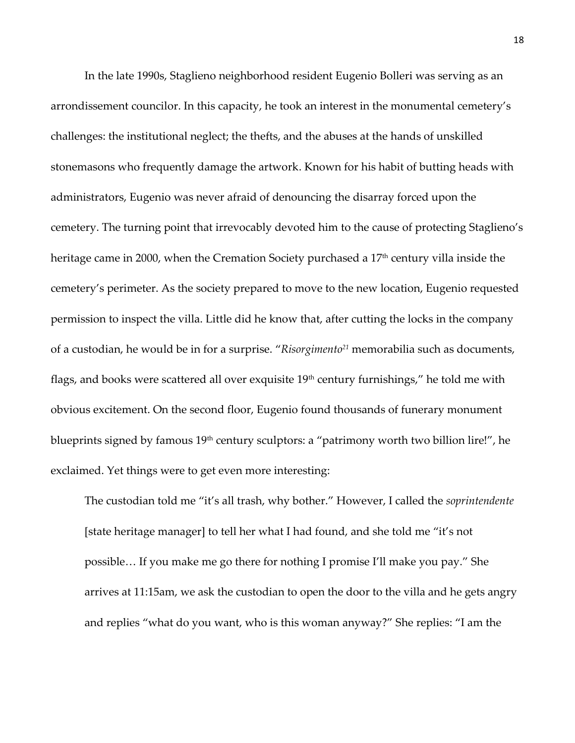In the late 1990s, Staglieno neighborhood resident Eugenio Bolleri was serving as an arrondissement councilor. In this capacity, he took an interest in the monumental cemetery's challenges: the institutional neglect; the thefts, and the abuses at the hands of unskilled stonemasons who frequently damage the artwork. Known for his habit of butting heads with administrators, Eugenio was never afraid of denouncing the disarray forced upon the cemetery. The turning point that irrevocably devoted him to the cause of protecting Staglieno's heritage came in 2000, when the Cremation Society purchased a 17th century villa inside the cemetery's perimeter. As the society prepared to move to the new location, Eugenio requested permission to inspect the villa. Little did he know that, after cutting the locks in the company of a custodian, he would be in for a surprise. "*Risorgimento*[21] memorabilia such as documents, flags, and books were scattered all over exquisite 19th century furnishings," he told me with obvious excitement. On the second floor, Eugenio found thousands of funerary monument blueprints signed by famous 19th century sculptors: a "patrimony worth two billion lire!", he exclaimed. Yet things were to get even more interesting:

> The custodian told me "it's all trash, why bother." However, I called the *soprintendente* [state heritage manager] to tell her what I had found, and she told me "it's not possible… If you make me go there for nothing I promise I'll make you pay." She arrives at 11:15am, we ask the custodian to open the door to the villa and he gets angry and replies "what do you want, who is this woman anyway?" She replies: "I am the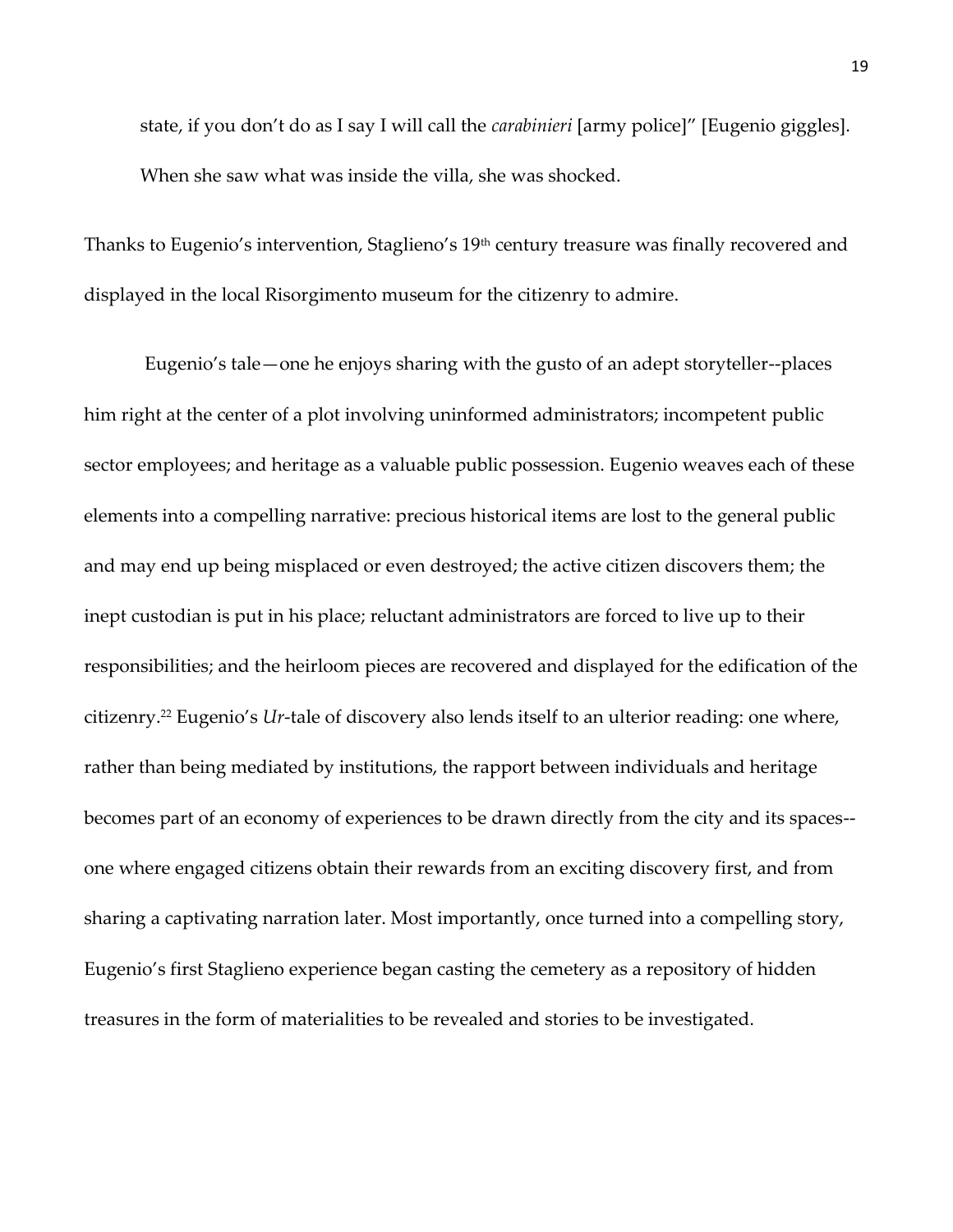state, if you don't do as I say I will call the *carabinieri* [army police]" [Eugenio giggles]. When she saw what was inside the villa, she was shocked.

Thanks to Eugenio's intervention, Staglieno's 19th century treasure was finally recovered and displayed in the local Risorgimento museum for the citizenry to admire.

Eugenio's tale—one he enjoys sharing with the gusto of an adept storyteller--places him right at the center of a plot involving uninformed administrators; incompetent public sector employees; and heritage as a valuable public possession. Eugenio weaves each of these elements into a compelling narrative: precious historical items are lost to the general public and may end up being misplaced or even destroyed; the active citizen discovers them; the inept custodian is put in his place; reluctant administrators are forced to live up to their responsibilities; and the heirloom pieces are recovered and displayed for the edification of the citizenry.[22] Eugenio's *Ur*-tale of discovery also lends itself to an ulterior reading: one where, rather than being mediated by institutions, the rapport between individuals and heritage becomes part of an economy of experiences to be drawn directly from the city and its spaces--one where engaged citizens obtain their rewards from an exciting discovery first, and from sharing a captivating narration later. Most importantly, once turned into a compelling story, Eugenio's first Staglieno experience began casting the cemetery as a repository of hidden treasures in the form of materialities to be revealed and stories to be investigated.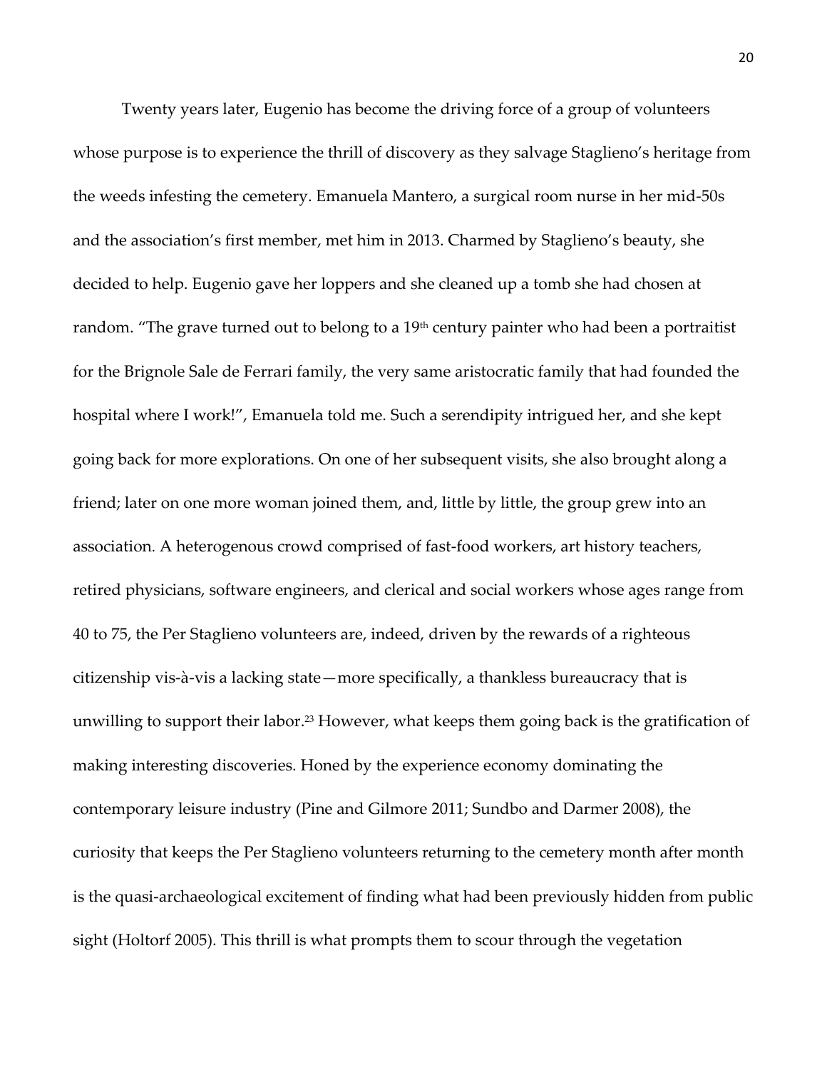Twenty years later, Eugenio has become the driving force of a group of volunteers whose purpose is to experience the thrill of discovery as they salvage Staglieno's heritage from the weeds infesting the cemetery. Emanuela Mantero, a surgical room nurse in her mid-50s and the association's first member, met him in 2013. Charmed by Staglieno's beauty, she decided to help. Eugenio gave her loppers and she cleaned up a tomb she had chosen at random. "The grave turned out to belong to a 19th century painter who had been a portraitist for the Brignole Sale de Ferrari family, the very same aristocratic family that had founded the hospital where I work!", Emanuela told me. Such a serendipity intrigued her, and she kept going back for more explorations. On one of her subsequent visits, she also brought along a friend; later on one more woman joined them, and, little by little, the group grew into an association. A heterogenous crowd comprised of fast-food workers, art history teachers, retired physicians, software engineers, and clerical and social workers whose ages range from 40 to 75, the Per Staglieno volunteers are, indeed, driven by the rewards of a righteous citizenship vis-à-vis a lacking state—more specifically, a thankless bureaucracy that is unwilling to support their labor.[23] However, what keeps them going back is the gratification of making interesting discoveries. Honed by the experience economy dominating the contemporary leisure industry (Pine and Gilmore 2011; Sundbo and Darmer 2008), the curiosity that keeps the Per Staglieno volunteers returning to the cemetery month after month is the quasi-archaeological excitement of finding what had been previously hidden from public sight (Holtorf 2005). This thrill is what prompts them to scour through the vegetation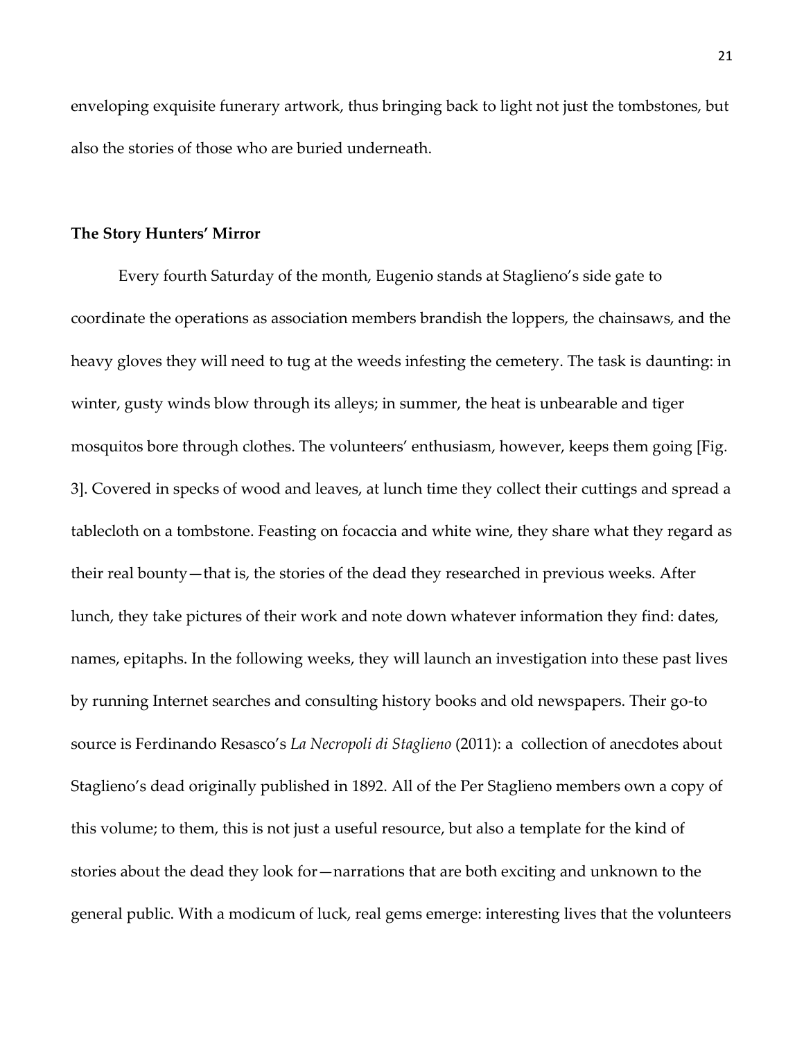enveloping exquisite funerary artwork, thus bringing back to light not just the tombstones, but also the stories of those who are buried underneath.

### The Story Hunters' Mirror

Every fourth Saturday of the month, Eugenio stands at Staglieno's side gate to coordinate the operations as association members brandish the loppers, the chainsaws, and the heavy gloves they will need to tug at the weeds infesting the cemetery. The task is daunting: in winter, gusty winds blow through its alleys; in summer, the heat is unbearable and tiger mosquitos bore through clothes. The volunteers' enthusiasm, however, keeps them going [Fig. 3]. Covered in specks of wood and leaves, at lunch time they collect their cuttings and spread a tablecloth on a tombstone. Feasting on focaccia and white wine, they share what they regard as their real bounty—that is, the stories of the dead they researched in previous weeks. After lunch, they take pictures of their work and note down whatever information they find: dates, names, epitaphs. In the following weeks, they will launch an investigation into these past lives by running Internet searches and consulting history books and old newspapers. Their go-to source is Ferdinando Resasco's *La Necropoli di Staglieno* (2011): a collection of anecdotes about Staglieno's dead originally published in 1892. All of the Per Staglieno members own a copy of this volume; to them, this is not just a useful resource, but also a template for the kind of stories about the dead they look for—narrations that are both exciting and unknown to the general public. With a modicum of luck, real gems emerge: interesting lives that the volunteers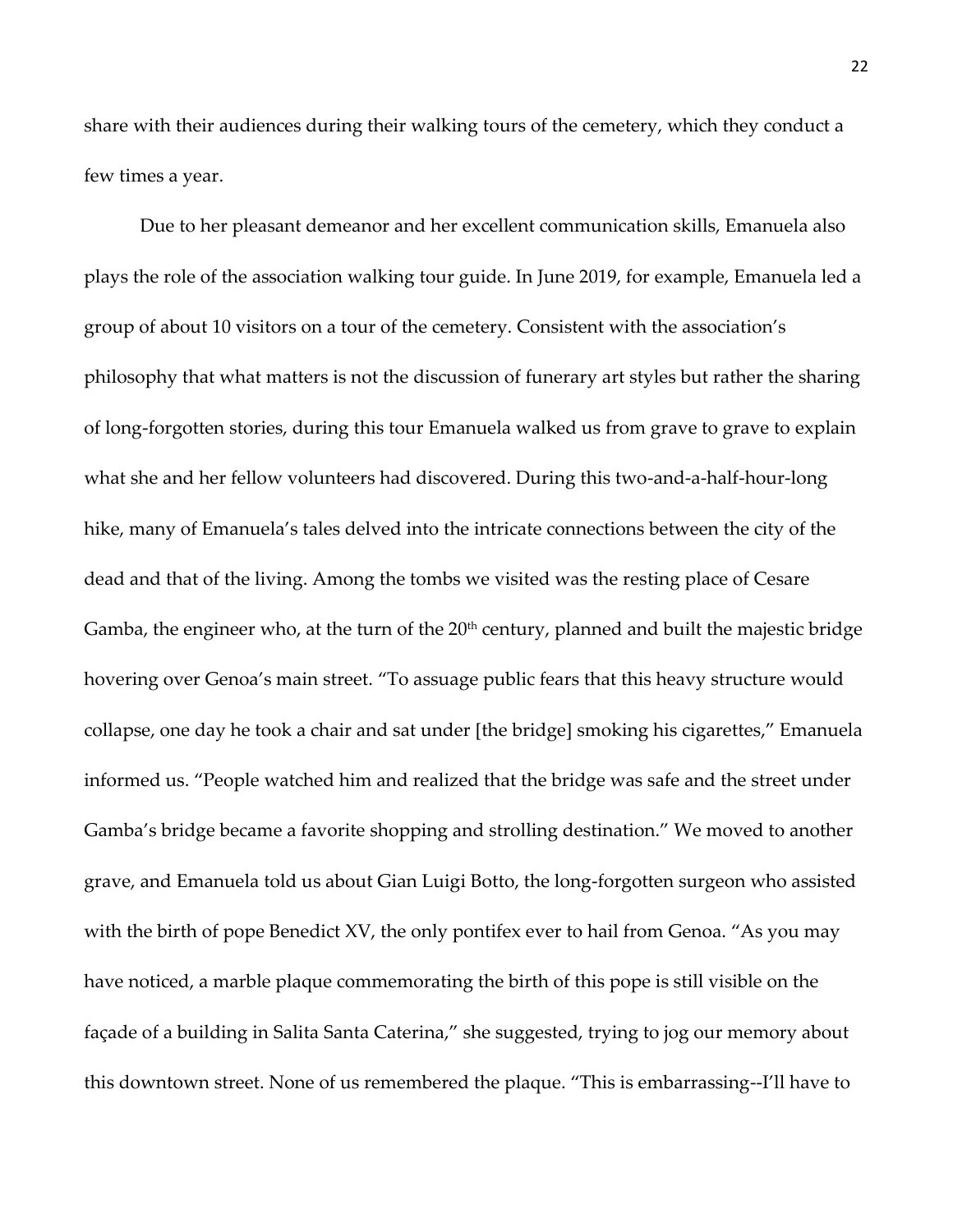share with their audiences during their walking tours of the cemetery, which they conduct a few times a year.

Due to her pleasant demeanor and her excellent communication skills, Emanuela also plays the role of the association walking tour guide. In June 2019, for example, Emanuela led a group of about 10 visitors on a tour of the cemetery. Consistent with the association's philosophy that what matters is not the discussion of funerary art styles but rather the sharing of long-forgotten stories, during this tour Emanuela walked us from grave to grave to explain what she and her fellow volunteers had discovered. During this two-and-a-half-hour-long hike, many of Emanuela's tales delved into the intricate connections between the city of the dead and that of the living. Among the tombs we visited was the resting place of Cesare Gamba, the engineer who, at the turn of the 20th century, planned and built the majestic bridge hovering over Genoa's main street. "To assuage public fears that this heavy structure would collapse, one day he took a chair and sat under [the bridge] smoking his cigarettes," Emanuela informed us. "People watched him and realized that the bridge was safe and the street under Gamba's bridge became a favorite shopping and strolling destination." We moved to another grave, and Emanuela told us about Gian Luigi Botto, the long-forgotten surgeon who assisted with the birth of pope Benedict XV, the only pontifex ever to hail from Genoa. "As you may have noticed, a marble plaque commemorating the birth of this pope is still visible on the façade of a building in Salita Santa Caterina," she suggested, trying to jog our memory about this downtown street. None of us remembered the plaque. "This is embarrassing--I'll have to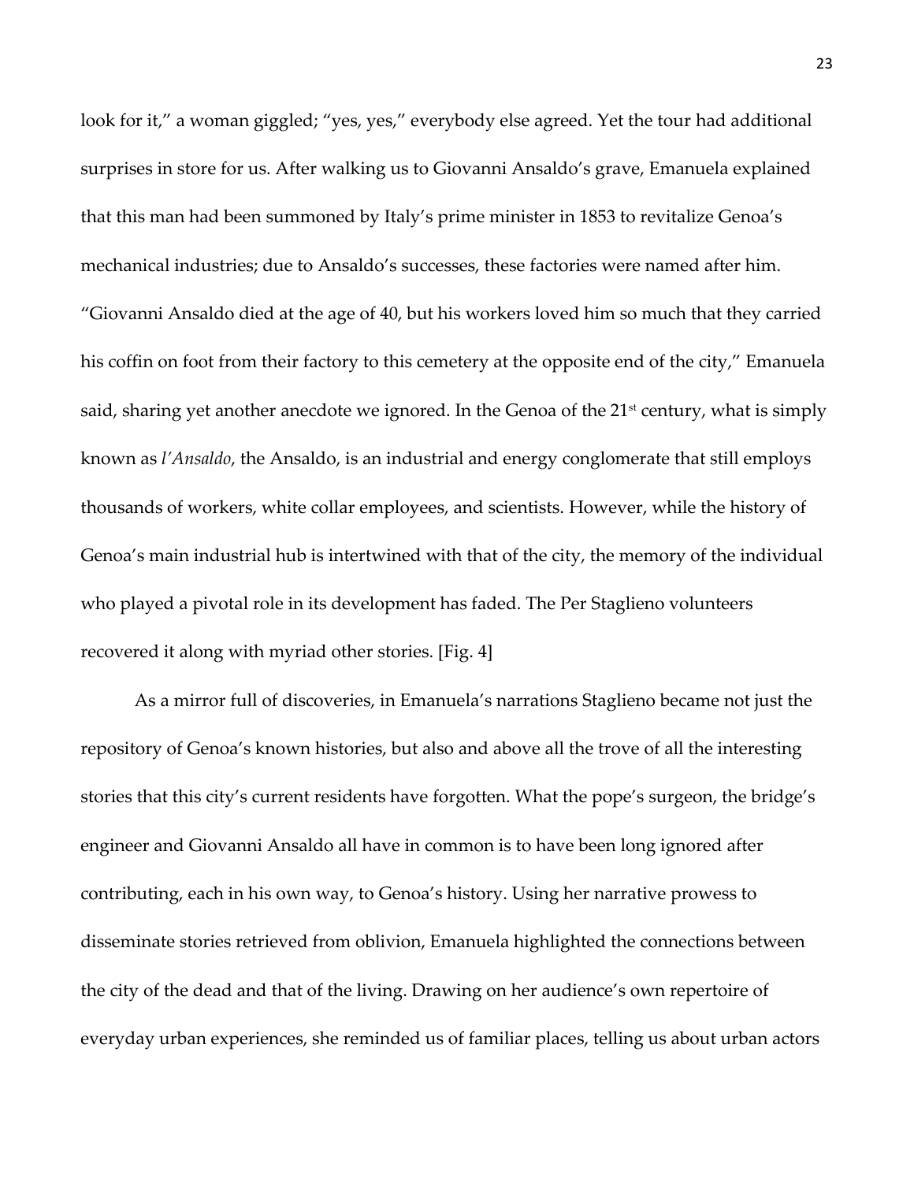look for it," a woman giggled; "yes, yes," everybody else agreed. Yet the tour had additional surprises in store for us. After walking us to Giovanni Ansaldo's grave, Emanuela explained that this man had been summoned by Italy's prime minister in 1853 to revitalize Genoa's mechanical industries; due to Ansaldo's successes, these factories were named after him. "Giovanni Ansaldo died at the age of 40, but his workers loved him so much that they carried his coffin on foot from their factory to this cemetery at the opposite end of the city," Emanuela said, sharing yet another anecdote we ignored. In the Genoa of the 21st century, what is simply known as *l'Ansaldo*, the Ansaldo, is an industrial and energy conglomerate that still employs thousands of workers, white collar employees, and scientists. However, while the history of Genoa's main industrial hub is intertwined with that of the city, the memory of the individual who played a pivotal role in its development has faded. The Per Staglieno volunteers recovered it along with myriad other stories. [Fig. 4]

As a mirror full of discoveries, in Emanuela's narrations Staglieno became not just the repository of Genoa's known histories, but also and above all the trove of all the interesting stories that this city's current residents have forgotten. What the pope's surgeon, the bridge's engineer and Giovanni Ansaldo all have in common is to have been long ignored after contributing, each in his own way, to Genoa's history. Using her narrative prowess to disseminate stories retrieved from oblivion, Emanuela highlighted the connections between the city of the dead and that of the living. Drawing on her audience's own repertoire of everyday urban experiences, she reminded us of familiar places, telling us about urban actors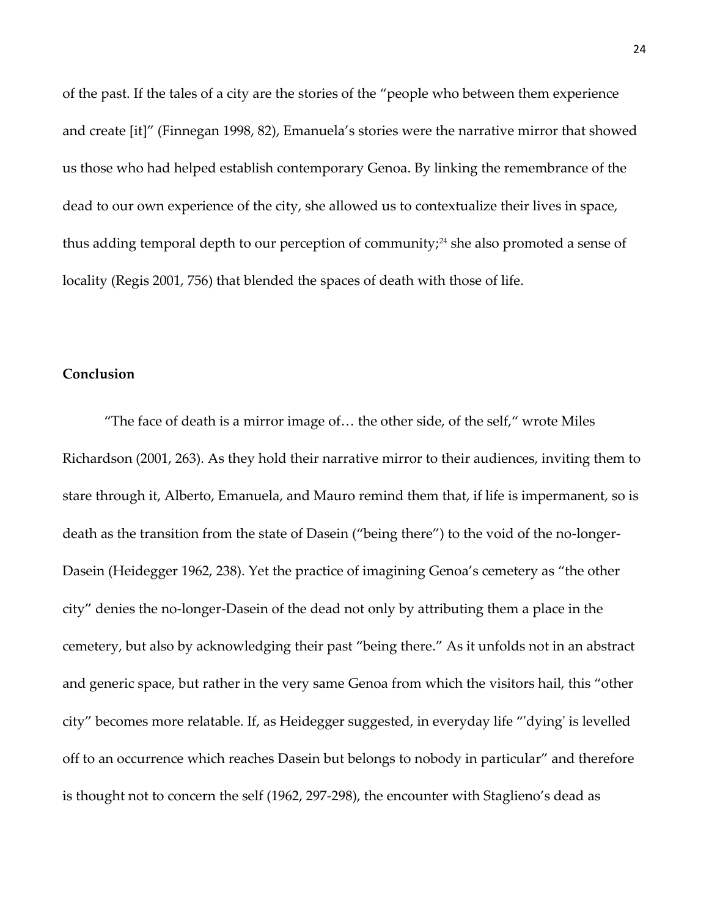of the past. If the tales of a city are the stories of the "people who between them experience and create [it]" (Finnegan 1998, 82), Emanuela's stories were the narrative mirror that showed us those who had helped establish contemporary Genoa. By linking the remembrance of the dead to our own experience of the city, she allowed us to contextualize their lives in space, thus adding temporal depth to our perception of community;[24] she also promoted a sense of locality (Regis 2001, 756) that blended the spaces of death with those of life.

**Conclusion**

"The face of death is a mirror image of… the other side, of the self," wrote Miles Richardson (2001, 263). As they hold their narrative mirror to their audiences, inviting them to stare through it, Alberto, Emanuela, and Mauro remind them that, if life is impermanent, so is death as the transition from the state of Dasein ("being there") to the void of the no-longer-Dasein (Heidegger 1962, 238). Yet the practice of imagining Genoa's cemetery as "the other city" denies the no-longer-Dasein of the dead not only by attributing them a place in the cemetery, but also by acknowledging their past "being there." As it unfolds not in an abstract and generic space, but rather in the very same Genoa from which the visitors hail, this "other city" becomes more relatable. If, as Heidegger suggested, in everyday life "'dying' is levelled off to an occurrence which reaches Dasein but belongs to nobody in particular" and therefore is thought not to concern the self (1962, 297-298), the encounter with Staglieno's dead as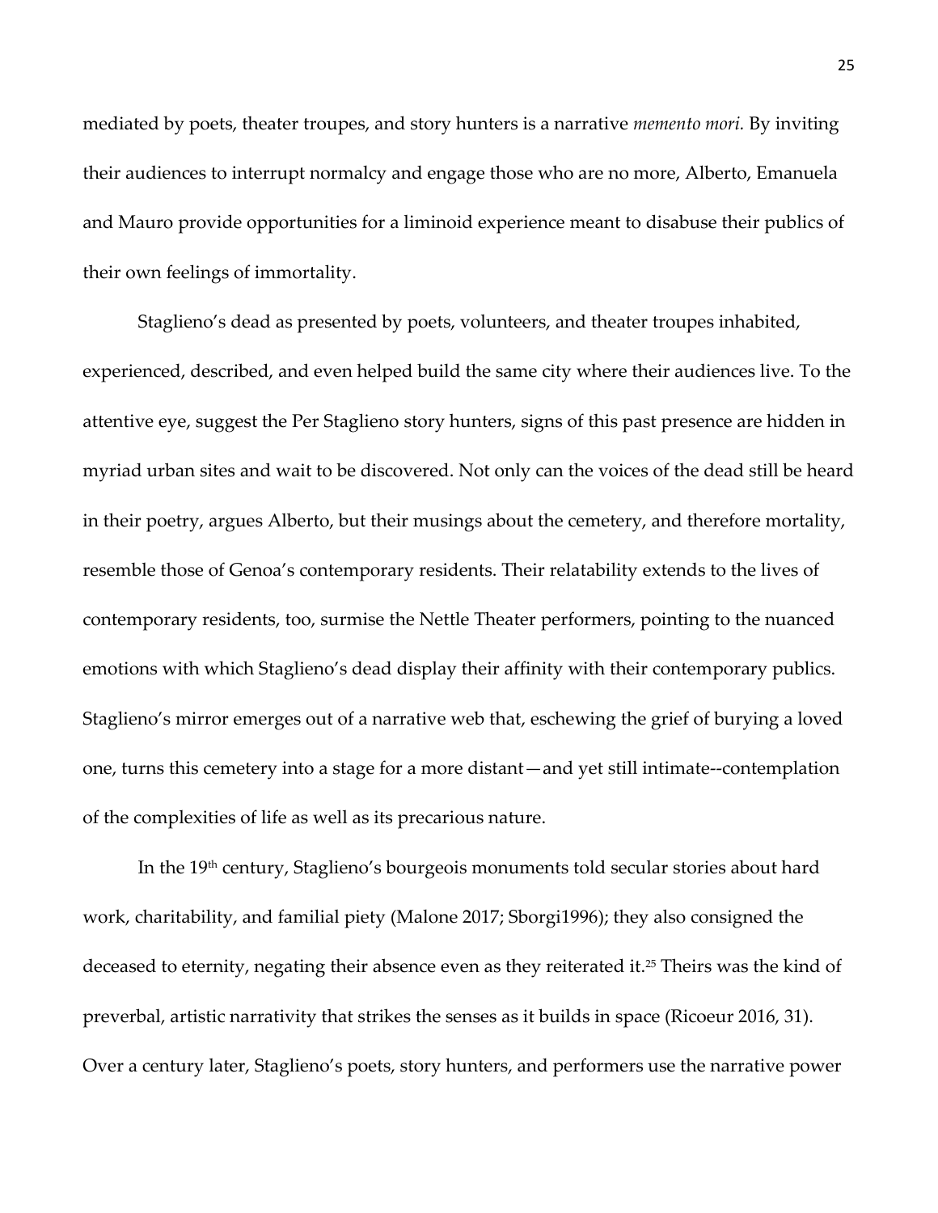mediated by poets, theater troupes, and story hunters is a narrative *memento mori.* By inviting their audiences to interrupt normalcy and engage those who are no more, Alberto, Emanuela and Mauro provide opportunities for a liminoid experience meant to disabuse their publics of their own feelings of immortality.

Staglieno's dead as presented by poets, volunteers, and theater troupes inhabited, experienced, described, and even helped build the same city where their audiences live. To the attentive eye, suggest the Per Staglieno story hunters, signs of this past presence are hidden in myriad urban sites and wait to be discovered. Not only can the voices of the dead still be heard in their poetry, argues Alberto, but their musings about the cemetery, and therefore mortality, resemble those of Genoa's contemporary residents. Their relatability extends to the lives of contemporary residents, too, surmise the Nettle Theater performers, pointing to the nuanced emotions with which Staglieno's dead display their affinity with their contemporary publics. Staglieno's mirror emerges out of a narrative web that, eschewing the grief of burying a loved one, turns this cemetery into a stage for a more distant—and yet still intimate--contemplation of the complexities of life as well as its precarious nature.

In the 19th century, Staglieno's bourgeois monuments told secular stories about hard work, charitability, and familial piety (Malone 2017; Sborgi1996); they also consigned the deceased to eternity, negating their absence even as they reiterated it.[25] Theirs was the kind of preverbal, artistic narrativity that strikes the senses as it builds in space (Ricoeur 2016, 31). Over a century later, Staglieno's poets, story hunters, and performers use the narrative power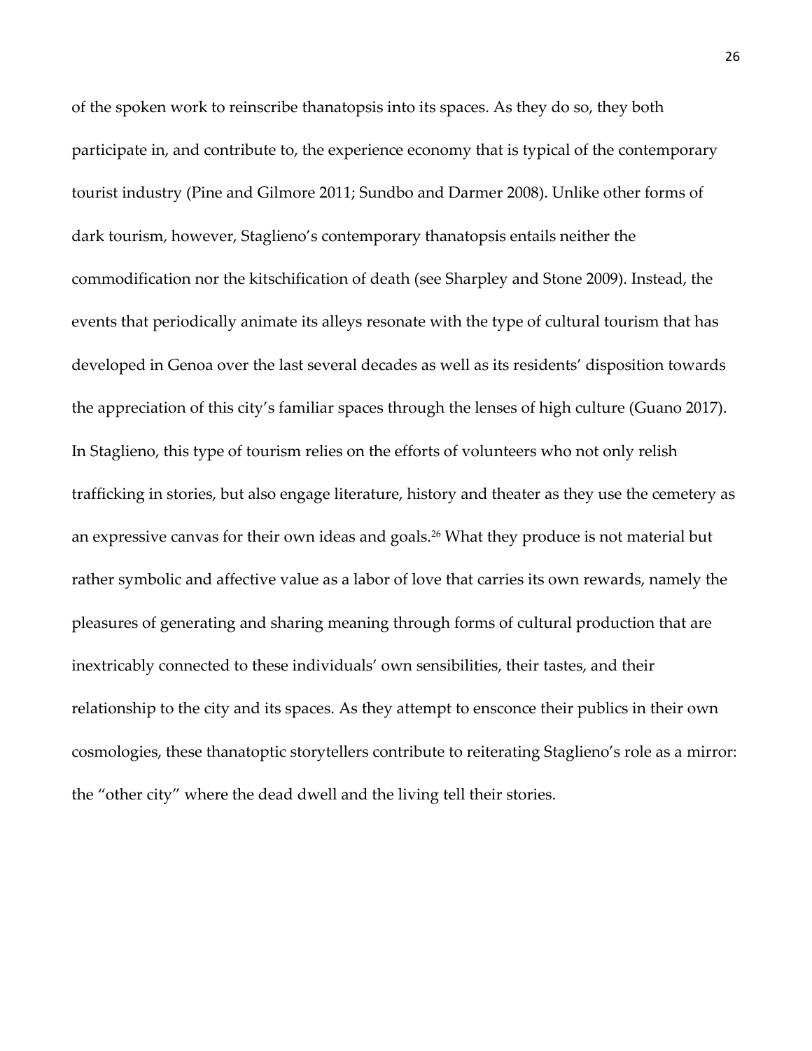of the spoken work to reinscribe thanatopsis into its spaces. As they do so, they both participate in, and contribute to, the experience economy that is typical of the contemporary tourist industry (Pine and Gilmore 2011; Sundbo and Darmer 2008). Unlike other forms of dark tourism, however, Staglieno's contemporary thanatopsis entails neither the commodification nor the kitschification of death (see Sharpley and Stone 2009). Instead, the events that periodically animate its alleys resonate with the type of cultural tourism that has developed in Genoa over the last several decades as well as its residents' disposition towards the appreciation of this city's familiar spaces through the lenses of high culture (Guano 2017). In Staglieno, this type of tourism relies on the efforts of volunteers who not only relish trafficking in stories, but also engage literature, history and theater as they use the cemetery as an expressive canvas for their own ideas and goals.[26] What they produce is not material but rather symbolic and affective value as a labor of love that carries its own rewards, namely the pleasures of generating and sharing meaning through forms of cultural production that are inextricably connected to these individuals' own sensibilities, their tastes, and their relationship to the city and its spaces. As they attempt to ensconce their publics in their own cosmologies, these thanatoptic storytellers contribute to reiterating Staglieno's role as a mirror: the "other city" where the dead dwell and the living tell their stories.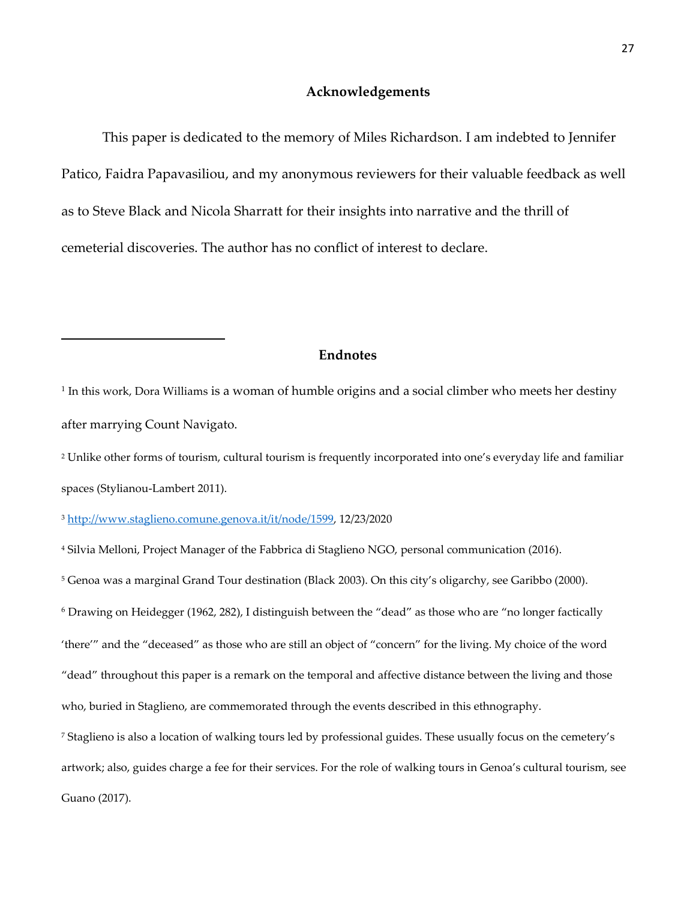## Acknowledgements

This paper is dedicated to the memory of Miles Richardson. I am indebted to Jennifer Patico, Faidra Papavasiliou, and my anonymous reviewers for their valuable feedback as well as to Steve Black and Nicola Sharratt for their insights into narrative and the thrill of cemeterial discoveries. The author has no conflict of interest to declare.

## Endnotes

[1] In this work, Dora Williams is a woman of humble origins and a social climber who meets her destiny after marrying Count Navigato.

[2] Unlike other forms of tourism, cultural tourism is frequently incorporated into one's everyday life and familiar spaces (Stylianou-Lambert 2011).

[3] http://www.staglieno.comune.genova.it/it/node/1599, 12/23/2020

[4] Silvia Melloni, Project Manager of the Fabbrica di Staglieno NGO, personal communication (2016).

[5] Genoa was a marginal Grand Tour destination (Black 2003). On this city's oligarchy, see Garibbo (2000).

[6] Drawing on Heidegger (1962, 282), I distinguish between the "dead" as those who are "no longer factically 'there'" and the "deceased" as those who are still an object of "concern" for the living. My choice of the word "dead" throughout this paper is a remark on the temporal and affective distance between the living and those who, buried in Staglieno, are commemorated through the events described in this ethnography.

[7] Staglieno is also a location of walking tours led by professional guides. These usually focus on the cemetery's artwork; also, guides charge a fee for their services. For the role of walking tours in Genoa's cultural tourism, see Guano (2017).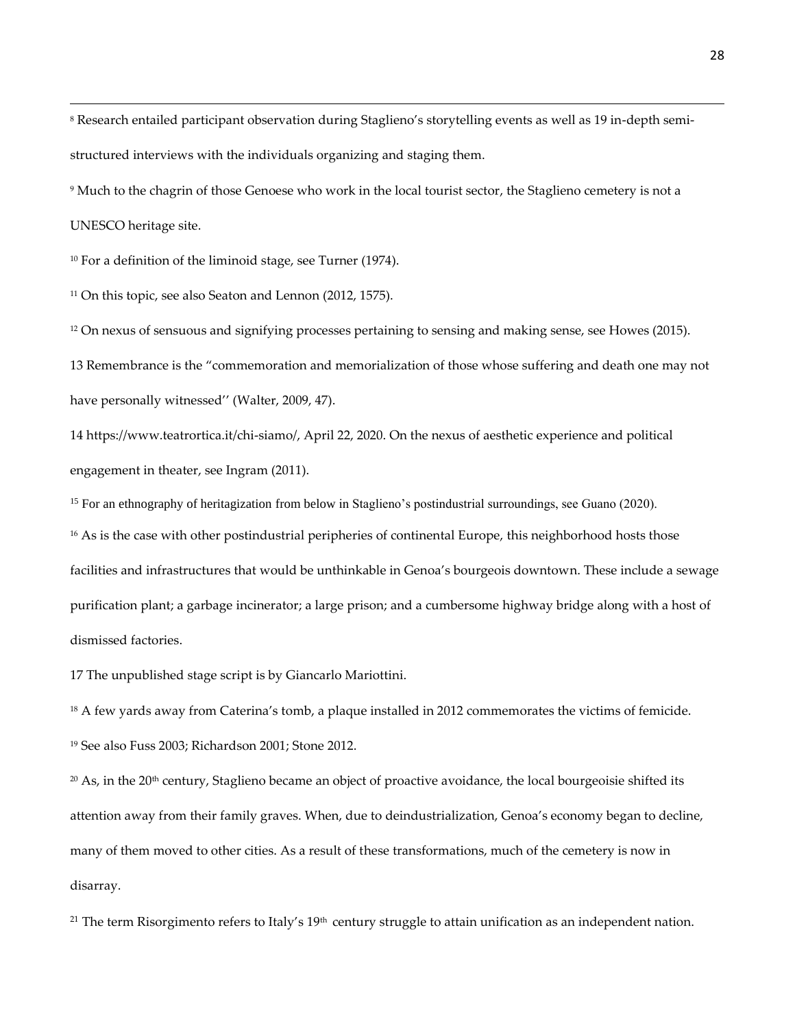[8] Research entailed participant observation during Staglieno's storytelling events as well as 19 in-depth semi-structured interviews with the individuals organizing and staging them.

[9] Much to the chagrin of those Genoese who work in the local tourist sector, the Staglieno cemetery is not a UNESCO heritage site.

[10] For a definition of the liminoid stage, see Turner (1974).

[11] On this topic, see also Seaton and Lennon (2012, 1575).

[12] On nexus of sensuous and signifying processes pertaining to sensing and making sense, see Howes (2015).

13 Remembrance is the "commemoration and memorialization of those whose suffering and death one may not have personally witnessed'' (Walter, 2009, 47).

14 https://www.teatrortica.it/chi-siamo/, April 22, 2020. On the nexus of aesthetic experience and political engagement in theater, see Ingram (2011).

[15] For an ethnography of heritagization from below in Staglieno's postindustrial surroundings, see Guano (2020).

[16] As is the case with other postindustrial peripheries of continental Europe, this neighborhood hosts those facilities and infrastructures that would be unthinkable in Genoa's bourgeois downtown. These include a sewage purification plant; a garbage incinerator; a large prison; and a cumbersome highway bridge along with a host of dismissed factories.

17 The unpublished stage script is by Giancarlo Mariottini.

[18] A few yards away from Caterina's tomb, a plaque installed in 2012 commemorates the victims of femicide.

[19] See also Fuss 2003; Richardson 2001; Stone 2012.

[20] As, in the 20th century, Staglieno became an object of proactive avoidance, the local bourgeoisie shifted its attention away from their family graves. When, due to deindustrialization, Genoa's economy began to decline, many of them moved to other cities. As a result of these transformations, much of the cemetery is now in disarray.

[21] The term Risorgimento refers to Italy's 19th century struggle to attain unification as an independent nation.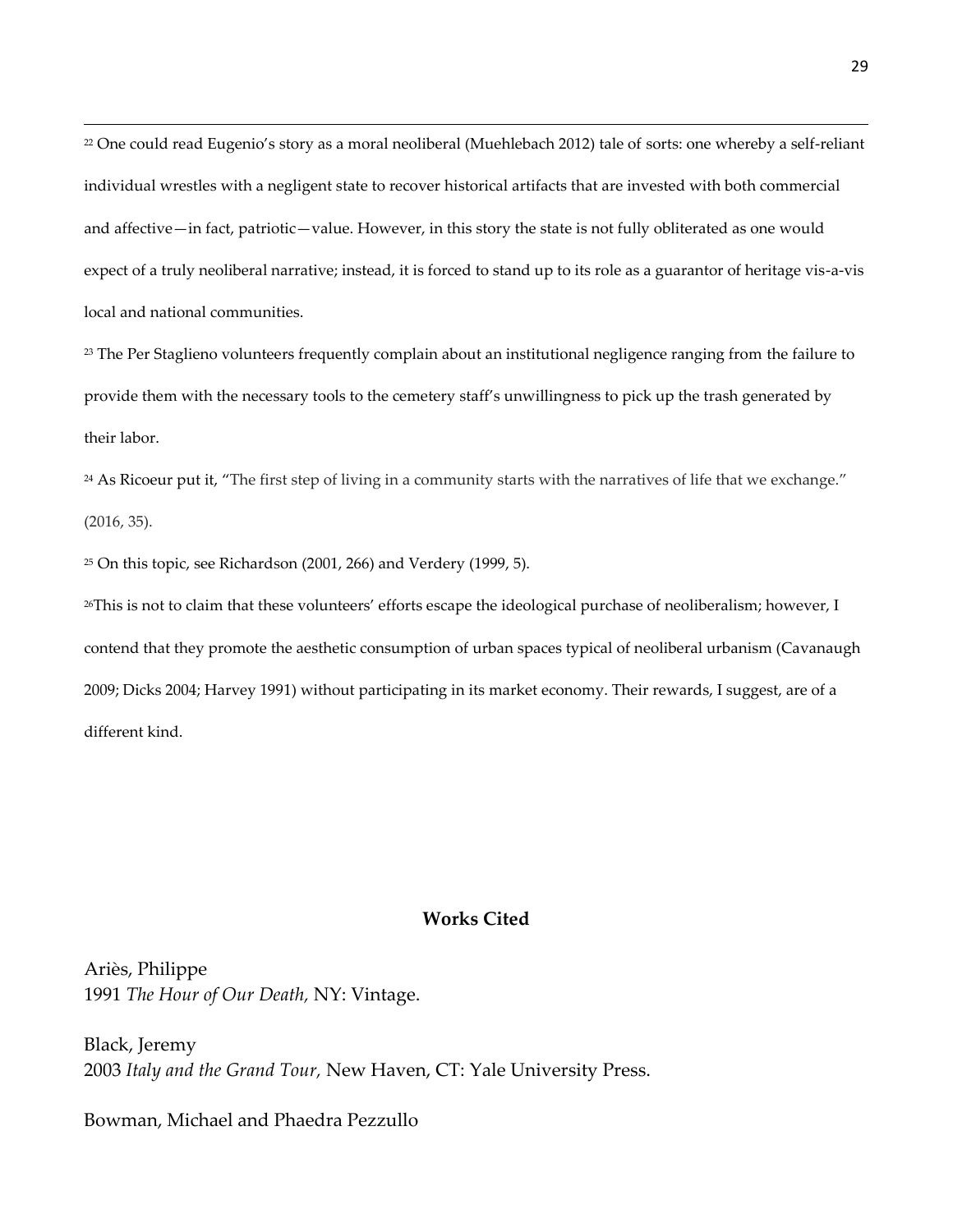[22] One could read Eugenio's story as a moral neoliberal (Muehlebach 2012) tale of sorts: one whereby a self-reliant individual wrestles with a negligent state to recover historical artifacts that are invested with both commercial and affective—in fact, patriotic—value. However, in this story the state is not fully obliterated as one would expect of a truly neoliberal narrative; instead, it is forced to stand up to its role as a guarantor of heritage vis-a-vis local and national communities.

[23] The Per Staglieno volunteers frequently complain about an institutional negligence ranging from the failure to provide them with the necessary tools to the cemetery staff's unwillingness to pick up the trash generated by their labor.

[24] As Ricoeur put it, "The first step of living in a community starts with the narratives of life that we exchange." (2016, 35).

[25] On this topic, see Richardson (2001, 266) and Verdery (1999, 5).

[26] This is not to claim that these volunteers' efforts escape the ideological purchase of neoliberalism; however, I contend that they promote the aesthetic consumption of urban spaces typical of neoliberal urbanism (Cavanaugh 2009; Dicks 2004; Harvey 1991) without participating in its market economy. Their rewards, I suggest, are of a different kind.

## Works Cited

Ariès, Philippe
1991 *The Hour of Our Death,* NY: Vintage.

Black, Jeremy
2003 *Italy and the Grand Tour,* New Haven, CT: Yale University Press.

Bowman, Michael and Phaedra Pezzullo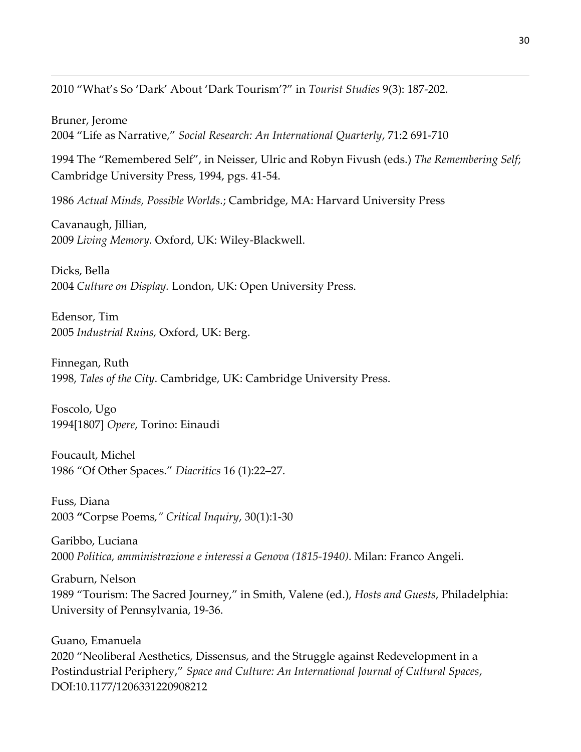2010 “What’s So ‘Dark’ About ‘Dark Tourism’?” in *Tourist Studies* 9(3): 187-202.

Bruner, Jerome
2004 “Life as Narrative,” *Social Research: An International Quarterly*, 71:2 691-710

1994 The “Remembered Self”, in Neisser, Ulric and Robyn Fivush (eds.) *The Remembering Self*; Cambridge University Press, 1994, pgs. 41-54.

1986 *Actual Minds, Possible Worlds.*; Cambridge, MA: Harvard University Press

Cavanaugh, Jillian,
2009 *Living Memory.* Oxford, UK: Wiley-Blackwell.

Dicks, Bella
2004 *Culture on Display.* London, UK: Open University Press.

Edensor, Tim
2005 *Industrial Ruins,* Oxford, UK: Berg.

Finnegan, Ruth
1998, *Tales of the City*. Cambridge, UK: Cambridge University Press.

Foscolo, Ugo
1994[1807] *Opere*, Torino: Einaudi

Foucault, Michel
1986 “Of Other Spaces.” *Diacritics* 16 (1):22–27.

Fuss, Diana
2003 **“**Corpse Poems,*” Critical Inquiry*, 30(1):1-30

Garibbo, Luciana
2000 *Politica, amministrazione e interessi a Genova (1815-1940)*. Milan: Franco Angeli.

Graburn, Nelson
1989 “Tourism: The Sacred Journey,” in Smith, Valene (ed.), *Hosts and Guests*, Philadelphia: University of Pennsylvania, 19-36.

Guano, Emanuela
2020 “Neoliberal Aesthetics, Dissensus, and the Struggle against Redevelopment in a Postindustrial Periphery,” *Space and Culture: An International Journal of Cultural Spaces*, DOI:10.1177/1206331220908212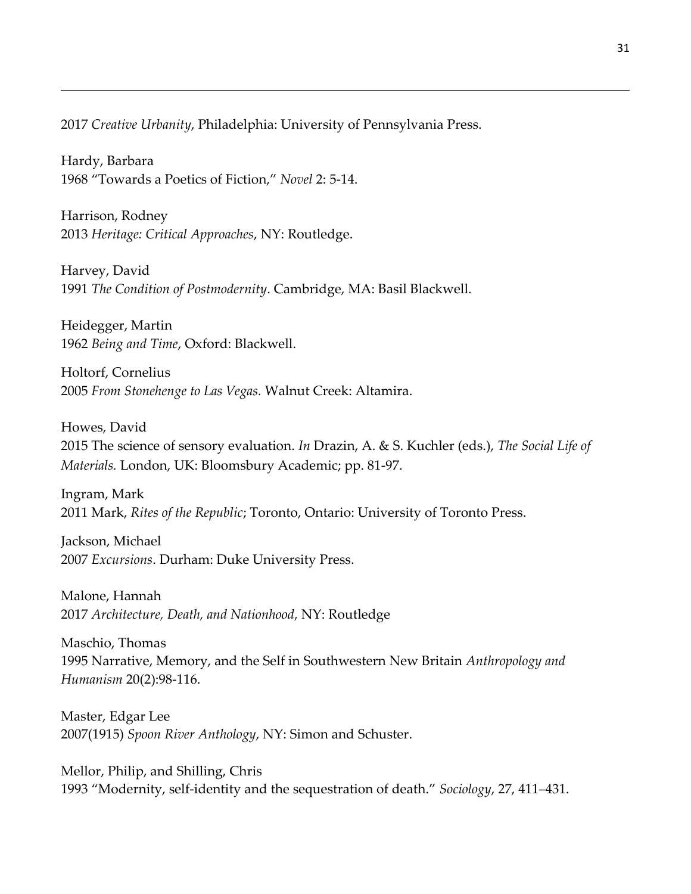2017 *Creative Urbanity*, Philadelphia: University of Pennsylvania Press.

Hardy, Barbara
1968 "Towards a Poetics of Fiction," *Novel* 2: 5-14.

Harrison, Rodney
2013 *Heritage: Critical Approaches*, NY: Routledge.

Harvey, David
1991 *The Condition of Postmodernity*. Cambridge, MA: Basil Blackwell.

Heidegger, Martin
1962 *Being and Time*, Oxford: Blackwell.

Holtorf, Cornelius
2005 *From Stonehenge to Las Vegas.* Walnut Creek: Altamira.

Howes, David
2015 The science of sensory evaluation. *In* Drazin, A. & S. Kuchler (eds.), *The Social Life of Materials.* London, UK: Bloomsbury Academic; pp. 81-97.

Ingram, Mark
2011 Mark, *Rites of the Republic*; Toronto, Ontario: University of Toronto Press.

Jackson, Michael
2007 *Excursions*. Durham: Duke University Press.

Malone, Hannah
2017 *Architecture, Death, and Nationhood*, NY: Routledge

Maschio, Thomas
1995 Narrative, Memory, and the Self in Southwestern New Britain *Anthropology and Humanism* 20(2):98-116.

Master, Edgar Lee
2007(1915) *Spoon River Anthology*, NY: Simon and Schuster.

Mellor, Philip, and Shilling, Chris
1993 "Modernity, self-identity and the sequestration of death." *Sociology*, 27, 411–431.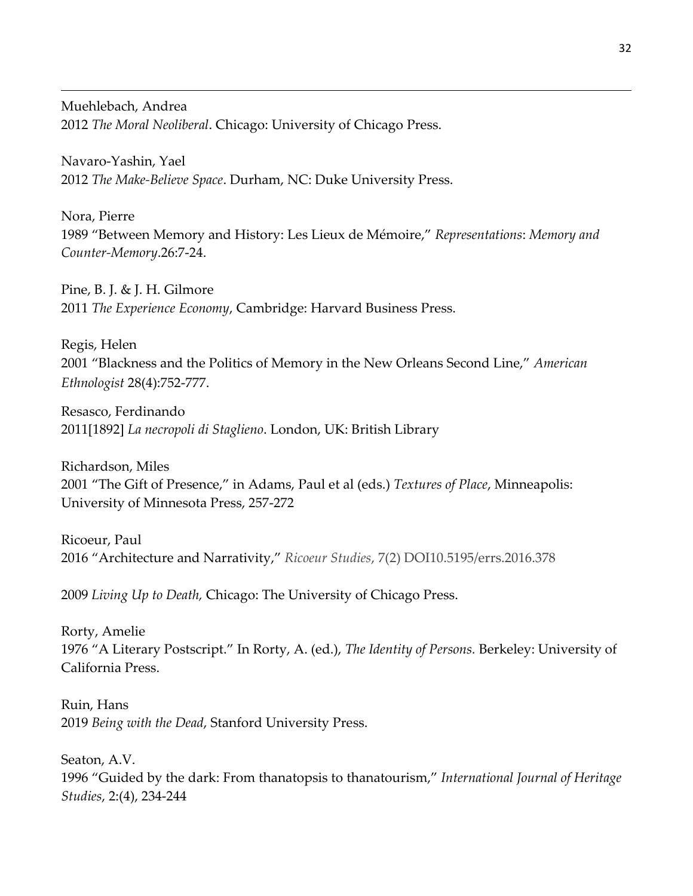Muehlebach, Andrea
2012 *The Moral Neoliberal*. Chicago: University of Chicago Press.

Navaro-Yashin, Yael
2012 *The Make-Believe Space*. Durham, NC: Duke University Press.

Nora, Pierre
1989 "Between Memory and History: Les Lieux de Mémoire," *Representations*: *Memory and Counter-Memory*.26:7-24.

Pine, B. J. & J. H. Gilmore
2011 *The Experience Economy*, Cambridge: Harvard Business Press.

Regis, Helen
2001 "Blackness and the Politics of Memory in the New Orleans Second Line," *American Ethnologist* 28(4):752-777.

Resasco, Ferdinando
2011[1892] *La necropoli di Staglieno*. London, UK: British Library

Richardson, Miles
2001 "The Gift of Presence," in Adams, Paul et al (eds.) *Textures of Place*, Minneapolis: University of Minnesota Press, 257-272

Ricoeur, Paul
2016 "Architecture and Narrativity," *Ricoeur Studies*, 7(2) DOI10.5195/errs.2016.378

2009 *Living Up to Death,* Chicago: The University of Chicago Press.

Rorty, Amelie
1976 "A Literary Postscript." In Rorty, A. (ed.), *The Identity of Persons.* Berkeley: University of California Press.

Ruin, Hans
2019 *Being with the Dead*, Stanford University Press.

Seaton, A.V.
1996 "Guided by the dark: From thanatopsis to thanatourism," *International Journal of Heritage Studies*, 2:(4), 234-244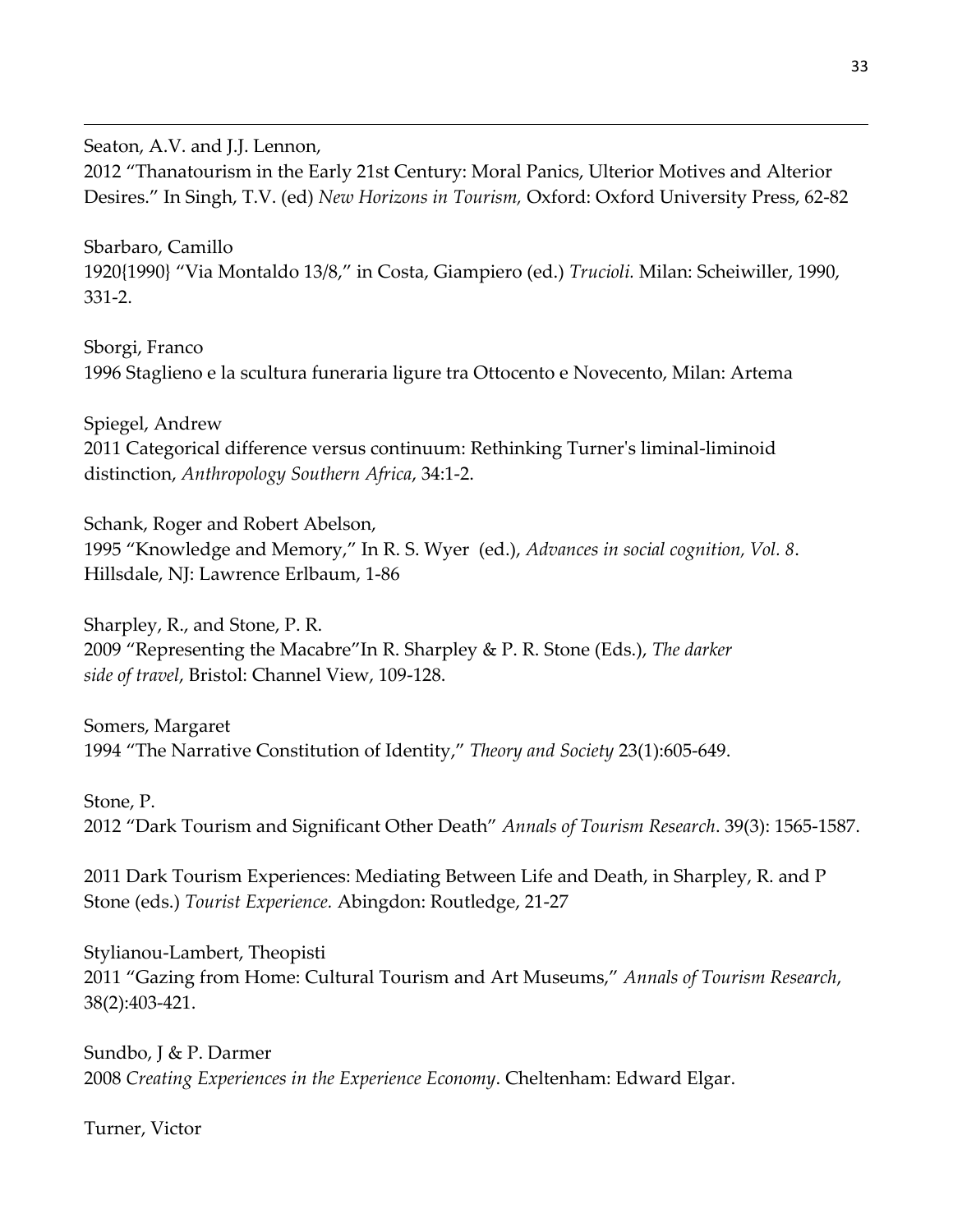Seaton, A.V. and J.J. Lennon,
2012 "Thanatourism in the Early 21st Century: Moral Panics, Ulterior Motives and Alterior Desires." In Singh, T.V. (ed) *New Horizons in Tourism,* Oxford: Oxford University Press, 62-82

Sbarbaro, Camillo
1920{1990} "Via Montaldo 13/8," in Costa, Giampiero (ed.) *Trucioli.* Milan: Scheiwiller, 1990, 331-2.

Sborgi, Franco
1996 Staglieno e la scultura funeraria ligure tra Ottocento e Novecento, Milan: Artema

Spiegel, Andrew
2011 Categorical difference versus continuum: Rethinking Turner's liminal-liminoid distinction, *Anthropology Southern Africa*, 34:1-2.

Schank, Roger and Robert Abelson,
1995 "Knowledge and Memory," In R. S. Wyer (ed.), *Advances in social cognition, Vol. 8*. Hillsdale, NJ: Lawrence Erlbaum, 1-86

Sharpley, R., and Stone, P. R.
2009 "Representing the Macabre"In R. Sharpley & P. R. Stone (Eds.), *The darker side of travel*, Bristol: Channel View, 109-128.

Somers, Margaret
1994 "The Narrative Constitution of Identity," *Theory and Society* 23(1):605-649.

Stone, P.
2012 "Dark Tourism and Significant Other Death" *Annals of Tourism Research*. 39(3): 1565-1587.

2011 Dark Tourism Experiences: Mediating Between Life and Death, in Sharpley, R. and P Stone (eds.) *Tourist Experience.* Abingdon: Routledge, 21-27

Stylianou-Lambert, Theopisti
2011 "Gazing from Home: Cultural Tourism and Art Museums," *Annals of Tourism Research*, 38(2):403-421.

Sundbo, J & P. Darmer
2008 *Creating Experiences in the Experience Economy*. Cheltenham: Edward Elgar.

Turner, Victor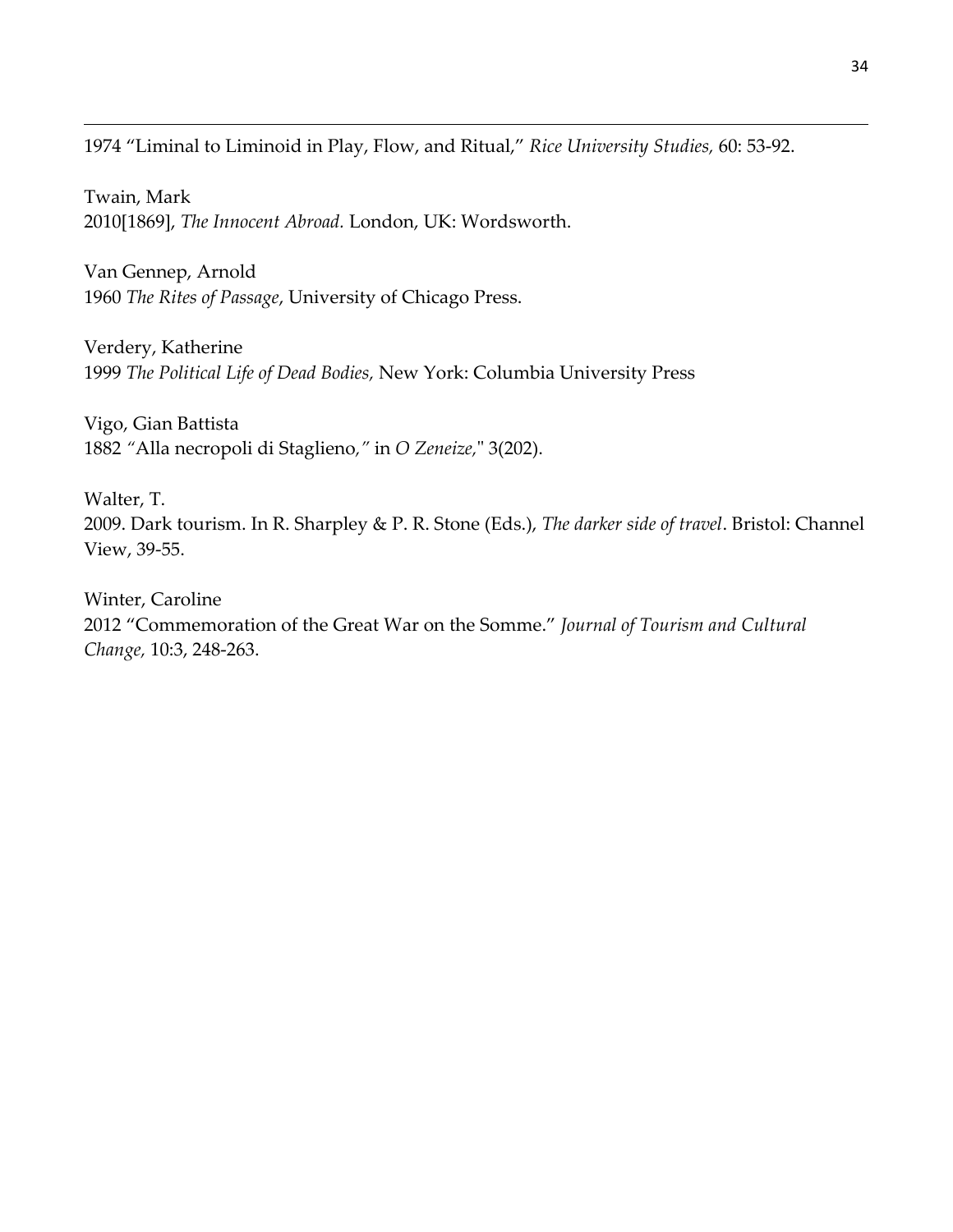1974 “Liminal to Liminoid in Play, Flow, and Ritual,” *Rice University Studies,* 60: 53-92.

Twain, Mark
2010[1869], *The Innocent Abroad.* London, UK: Wordsworth.

Van Gennep, Arnold
1960 *The Rites of Passage*, University of Chicago Press.

Verdery, Katherine
1999 *The Political Life of Dead Bodies,* New York: Columbia University Press

Vigo, Gian Battista
1882 *“*Alla necropoli di Staglieno,*”* in *O Zeneize,*" 3(202).

Walter, T.
2009. Dark tourism. In R. Sharpley & P. R. Stone (Eds.), *The darker side of travel*. Bristol: Channel View, 39-55.

Winter, Caroline
2012 “Commemoration of the Great War on the Somme.” *Journal of Tourism and Cultural Change,* 10:3, 248-263.